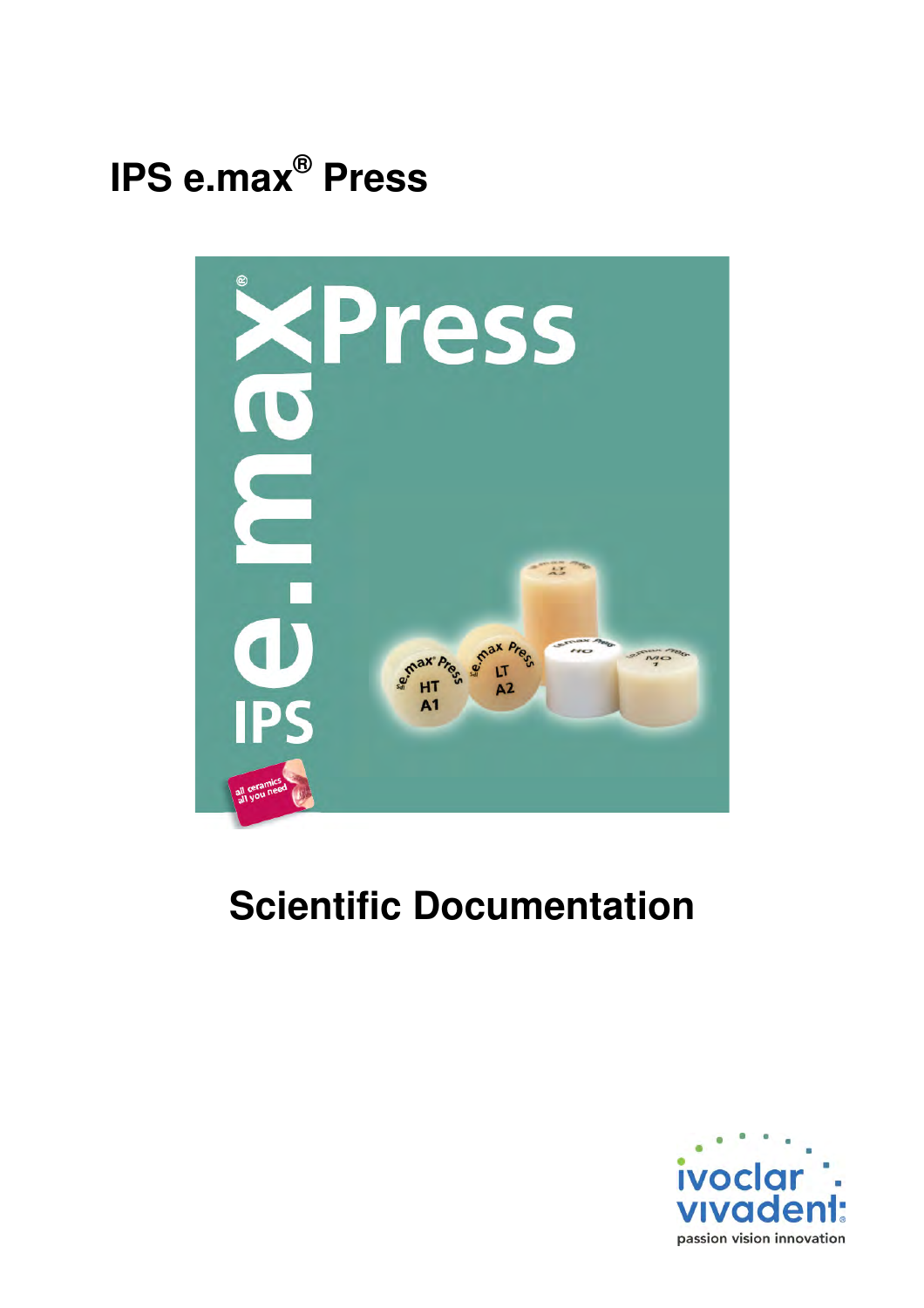# IPS e.max® Press

# Scientific Documentation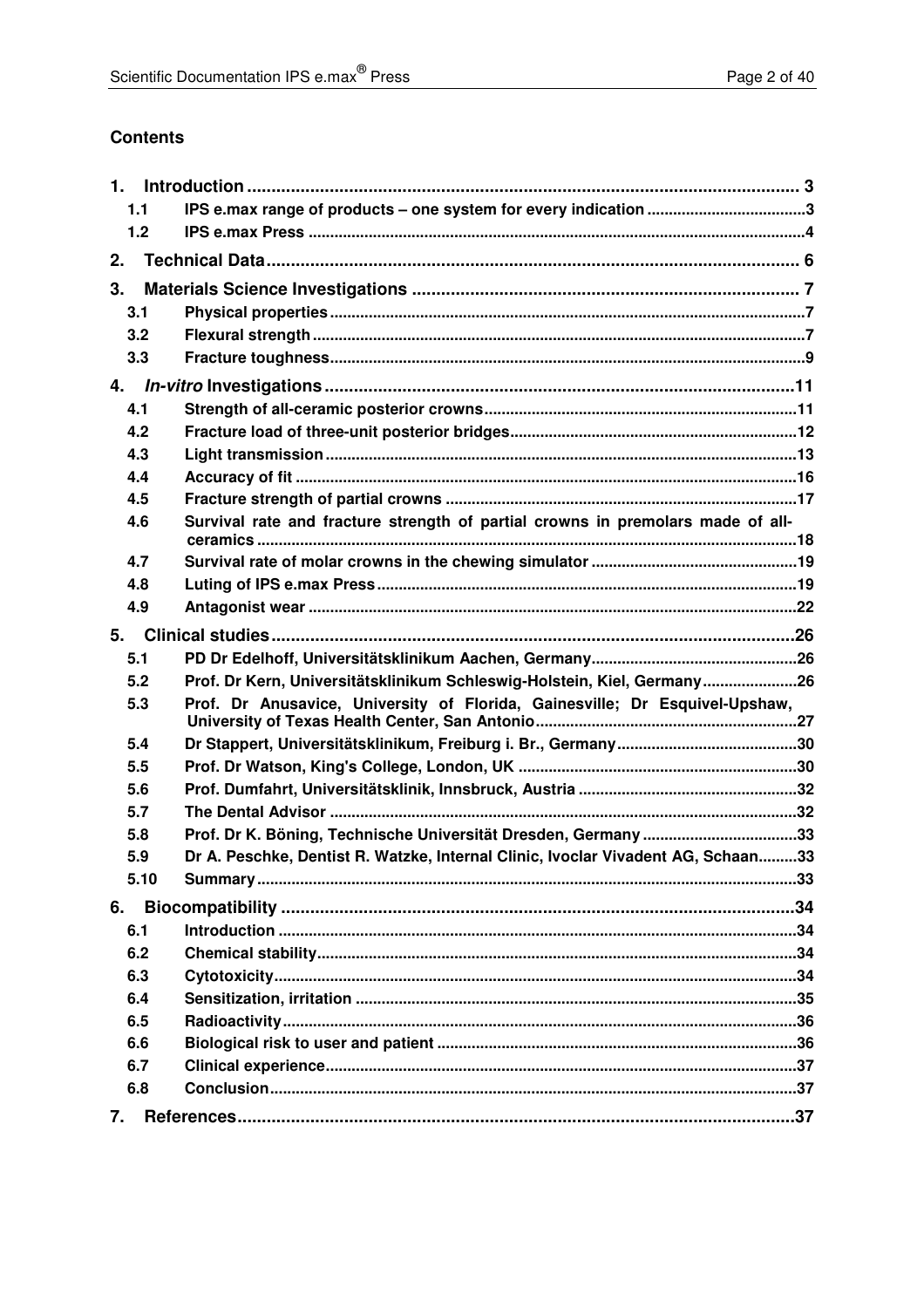## Contents

1. **Introduction** ........ 3
   - 1.1 IPS e.max range of products – one system for every indication ........ 3
   - 1.2 IPS e.max Press ........ 4
2. **Technical Data** ........ 6
3. **Materials Science Investigations** ........ 7
   - 3.1 Physical properties ........ 7
   - 3.2 Flexural strength ........ 7
   - 3.3 Fracture toughness ........ 9
4. ***In-vitro* Investigations** ........ 11
   - 4.1 Strength of all-ceramic posterior crowns ........ 11
   - 4.2 Fracture load of three-unit posterior bridges ........ 12
   - 4.3 Light transmission ........ 13
   - 4.4 Accuracy of fit ........ 16
   - 4.5 Fracture strength of partial crowns ........ 17
   - 4.6 Survival rate and fracture strength of partial crowns in premolars made of all-ceramics ........ 18
   - 4.7 Survival rate of molar crowns in the chewing simulator ........ 19
   - 4.8 Luting of IPS e.max Press ........ 19
   - 4.9 Antagonist wear ........ 22
5. **Clinical studies** ........ 26
   - 5.1 PD Dr Edelhoff, Universitätsklinikum Aachen, Germany ........ 26
   - 5.2 Prof. Dr Kern, Universitätsklinikum Schleswig-Holstein, Kiel, Germany ........ 26
   - 5.3 Prof. Dr Anusavice, University of Florida, Gainesville; Dr Esquivel-Upshaw, University of Texas Health Center, San Antonio ........ 27
   - 5.4 Dr Stappert, Universitätsklinikum, Freiburg i. Br., Germany ........ 30
   - 5.5 Prof. Dr Watson, King's College, London, UK ........ 30
   - 5.6 Prof. Dumfahrt, Universitätsklinik, Innsbruck, Austria ........ 32
   - 5.7 The Dental Advisor ........ 32
   - 5.8 Prof. Dr K. Böning, Technische Universität Dresden, Germany ........ 33
   - 5.9 Dr A. Peschke, Dentist R. Watzke, Internal Clinic, Ivoclar Vivadent AG, Schaan ........ 33
   - 5.10 Summary ........ 33
6. **Biocompatibility** ........ 34
   - 6.1 Introduction ........ 34
   - 6.2 Chemical stability ........ 34
   - 6.3 Cytotoxicity ........ 34
   - 6.4 Sensitization, irritation ........ 35
   - 6.5 Radioactivity ........ 36
   - 6.6 Biological risk to user and patient ........ 36
   - 6.7 Clinical experience ........ 37
   - 6.8 Conclusion ........ 37
7. **References** ........ 37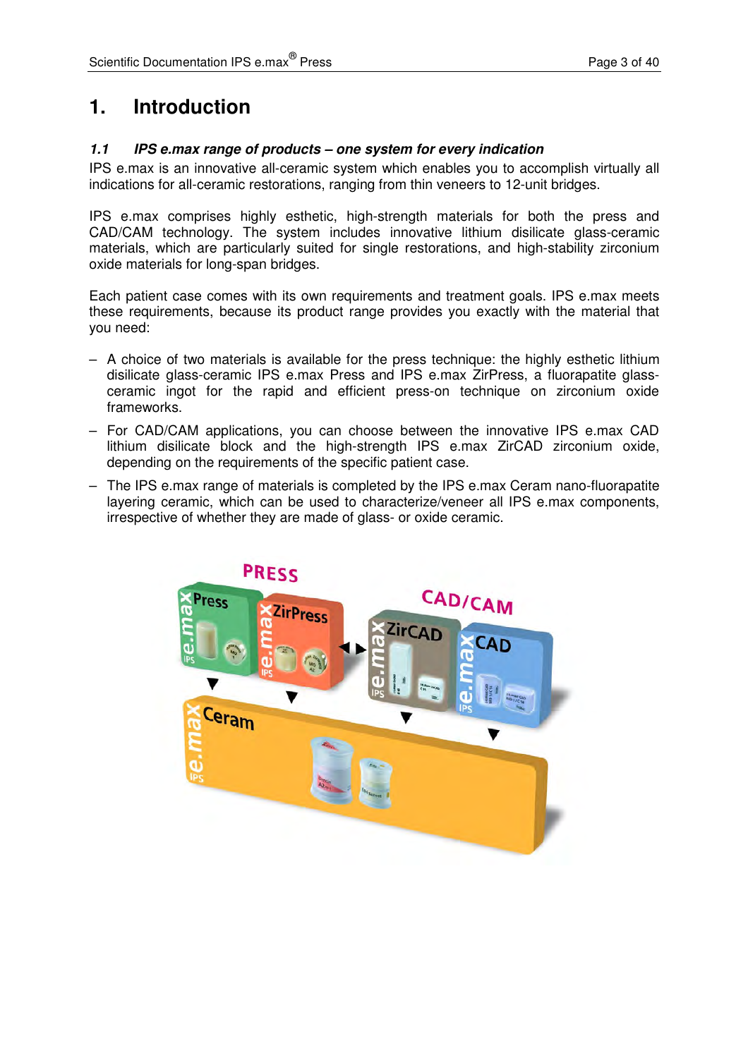# 1. Introduction

### *1.1 IPS e.max range of products – one system for every indication*

IPS e.max is an innovative all-ceramic system which enables you to accomplish virtually all indications for all-ceramic restorations, ranging from thin veneers to 12-unit bridges.

IPS e.max comprises highly esthetic, high-strength materials for both the press and CAD/CAM technology. The system includes innovative lithium disilicate glass-ceramic materials, which are particularly suited for single restorations, and high-stability zirconium oxide materials for long-span bridges.

Each patient case comes with its own requirements and treatment goals. IPS e.max meets these requirements, because its product range provides you exactly with the material that you need:

- A choice of two materials is available for the press technique: the highly esthetic lithium disilicate glass-ceramic IPS e.max Press and IPS e.max ZirPress, a fluorapatite glass-ceramic ingot for the rapid and efficient press-on technique on zirconium oxide frameworks.
- For CAD/CAM applications, you can choose between the innovative IPS e.max CAD lithium disilicate block and the high-strength IPS e.max ZirCAD zirconium oxide, depending on the requirements of the specific patient case.
- The IPS e.max range of materials is completed by the IPS e.max Ceram nano-fluorapatite layering ceramic, which can be used to characterize/veneer all IPS e.max components, irrespective of whether they are made of glass- or oxide ceramic.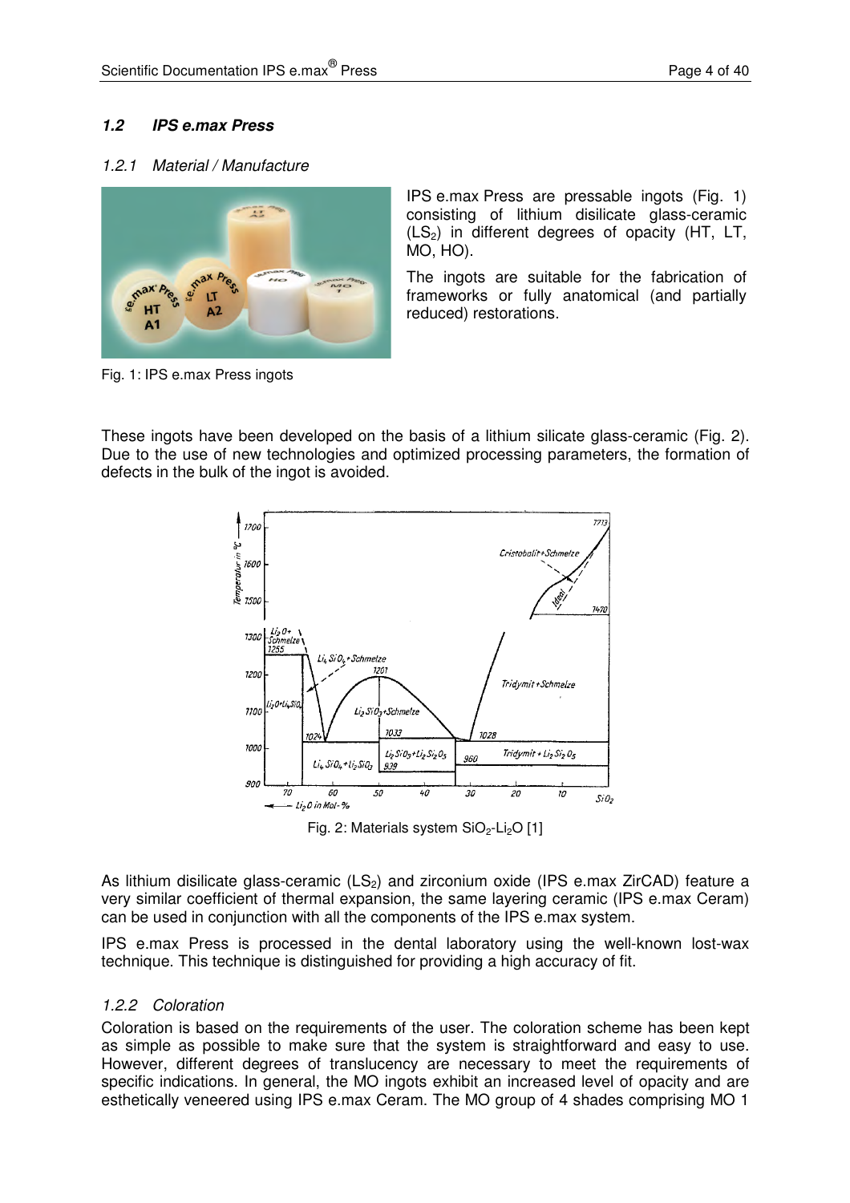### 1.2 IPS e.max Press

#### 1.2.1 Material / Manufacture

IPS e.max Press are pressable ingots (Fig. 1) consisting of lithium disilicate glass-ceramic ($LS_2$) in different degrees of opacity (HT, LT, MO, HO).

The ingots are suitable for the fabrication of frameworks or fully anatomical (and partially reduced) restorations.

Fig. 1: IPS e.max Press ingots

These ingots have been developed on the basis of a lithium silicate glass-ceramic (Fig. 2). Due to the use of new technologies and optimized processing parameters, the formation of defects in the bulk of the ingot is avoided.

Fig. 2: Materials system $SiO_2$-$Li_2O$ [1]

As lithium disilicate glass-ceramic ($LS_2$) and zirconium oxide (IPS e.max ZirCAD) feature a very similar coefficient of thermal expansion, the same layering ceramic (IPS e.max Ceram) can be used in conjunction with all the components of the IPS e.max system.

IPS e.max Press is processed in the dental laboratory using the well-known lost-wax technique. This technique is distinguished for providing a high accuracy of fit.

#### 1.2.2 Coloration

Coloration is based on the requirements of the user. The coloration scheme has been kept as simple as possible to make sure that the system is straightforward and easy to use. However, different degrees of translucency are necessary to meet the requirements of specific indications. In general, the MO ingots exhibit an increased level of opacity and are esthetically veneered using IPS e.max Ceram. The MO group of 4 shades comprising MO 1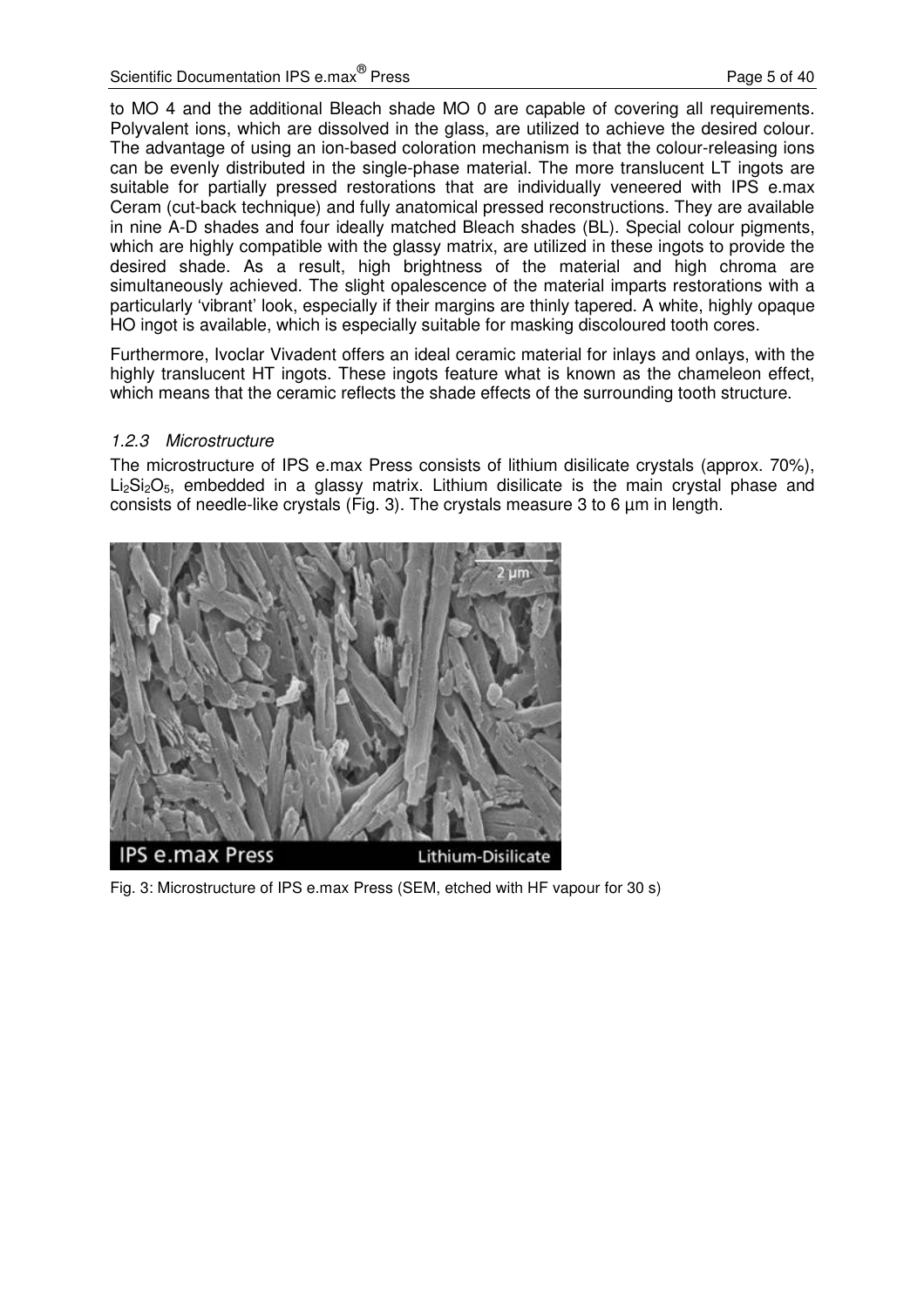to MO 4 and the additional Bleach shade MO 0 are capable of covering all requirements. Polyvalent ions, which are dissolved in the glass, are utilized to achieve the desired colour. The advantage of using an ion-based coloration mechanism is that the colour-releasing ions can be evenly distributed in the single-phase material. The more translucent LT ingots are suitable for partially pressed restorations that are individually veneered with IPS e.max Ceram (cut-back technique) and fully anatomical pressed reconstructions. They are available in nine A-D shades and four ideally matched Bleach shades (BL). Special colour pigments, which are highly compatible with the glassy matrix, are utilized in these ingots to provide the desired shade. As a result, high brightness of the material and high chroma are simultaneously achieved. The slight opalescence of the material imparts restorations with a particularly 'vibrant' look, especially if their margins are thinly tapered. A white, highly opaque HO ingot is available, which is especially suitable for masking discoloured tooth cores.

Furthermore, Ivoclar Vivadent offers an ideal ceramic material for inlays and onlays, with the highly translucent HT ingots. These ingots feature what is known as the chameleon effect, which means that the ceramic reflects the shade effects of the surrounding tooth structure.

### *1.2.3 Microstructure*

The microstructure of IPS e.max Press consists of lithium disilicate crystals (approx. 70%), $Li_2Si_2O_5$, embedded in a glassy matrix. Lithium disilicate is the main crystal phase and consists of needle-like crystals (Fig. 3). The crystals measure 3 to 6 µm in length.

Fig. 3: Microstructure of IPS e.max Press (SEM, etched with HF vapour for 30 s)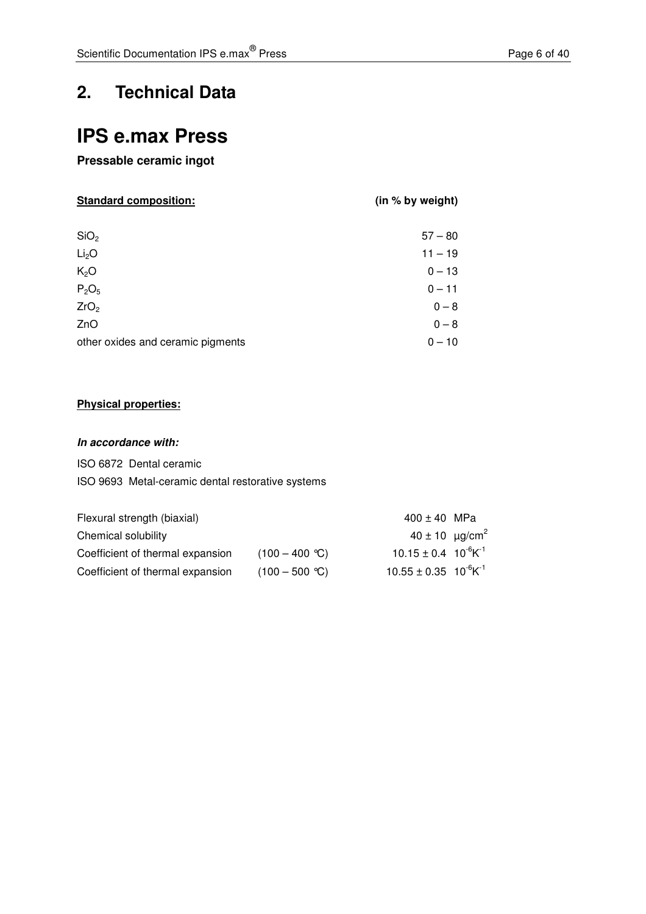## 2. Technical Data

# IPS e.max Press

**Pressable ceramic ingot**

| **Standard composition:** | **(in % by weight)** |
|---|---|
| $SiO_2$ | 57 – 80 |
| $Li_2O$ | 11 – 19 |
| $K_2O$ | 0 – 13 |
| $P_2O_5$ | 0 – 11 |
| $ZrO_2$ | 0 – 8 |
| ZnO | 0 – 8 |
| other oxides and ceramic pigments | 0 – 10 |

**Physical properties:**

***In accordance with:***

ISO 6872 Dental ceramic
ISO 9693 Metal-ceramic dental restorative systems

| | | |
|---|---|---|
| Flexural strength (biaxial) | | 400 ± 40 MPa |
| Chemical solubility | | 40 ± 10 µg/cm$^2$ |
| Coefficient of thermal expansion | (100 – 400 °C) | 10.15 ± 0.4 $10^{-6}K^{-1}$ |
| Coefficient of thermal expansion | (100 – 500 °C) | 10.55 ± 0.35 $10^{-6}K^{-1}$ |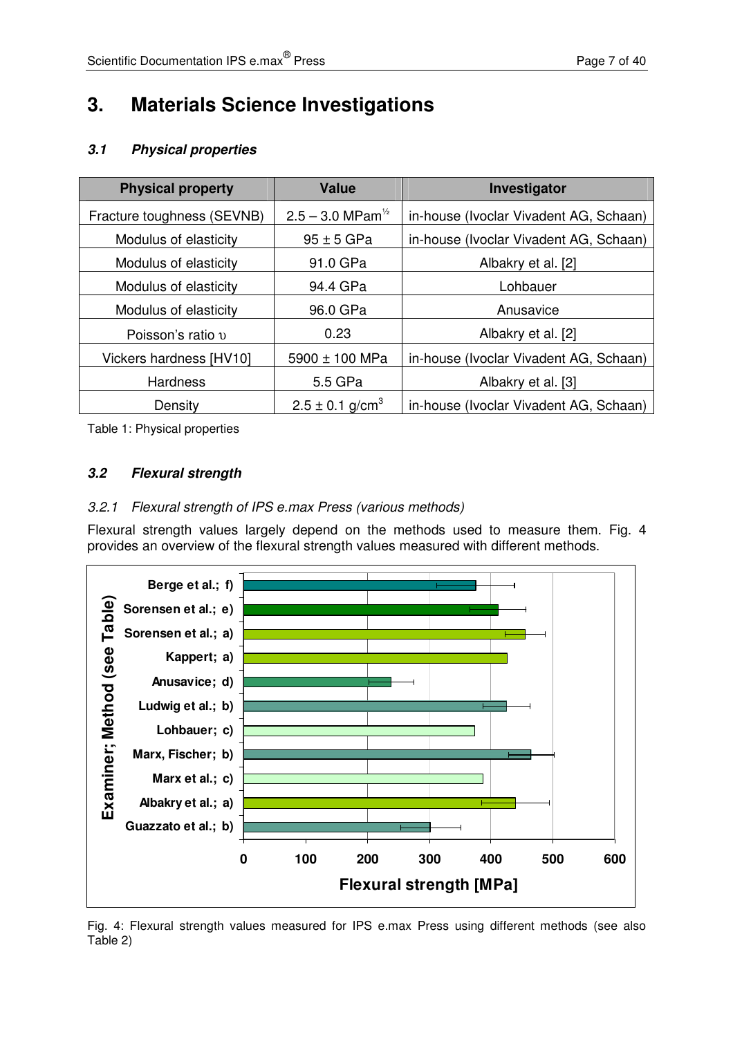# 3. Materials Science Investigations

## 3.1 Physical properties

| Physical property | Value | Investigator |
|---|---|---|
| Fracture toughness (SEVNB) | 2.5 – 3.0 $MPam^{½}$ | in-house (Ivoclar Vivadent AG, Schaan) |
| Modulus of elasticity | 95 ± 5 GPa | in-house (Ivoclar Vivadent AG, Schaan) |
| Modulus of elasticity | 91.0 GPa | Albakry et al. [2] |
| Modulus of elasticity | 94.4 GPa | Lohbauer |
| Modulus of elasticity | 96.0 GPa | Anusavice |
| Poisson's ratio $\upsilon$ | 0.23 | Albakry et al. [2] |
| Vickers hardness [HV10] | 5900 ± 100 MPa | in-house (Ivoclar Vivadent AG, Schaan) |
| Hardness | 5.5 GPa | Albakry et al. [3] |
| Density | 2.5 ± 0.1 $g/cm^3$ | in-house (Ivoclar Vivadent AG, Schaan) |

Table 1: Physical properties

## 3.2 Flexural strength

### 3.2.1 Flexural strength of IPS e.max Press (various methods)

Flexural strength values largely depend on the methods used to measure them. Fig. 4 provides an overview of the flexural strength values measured with different methods.

Fig. 4: Flexural strength values measured for IPS e.max Press using different methods (see also Table 2)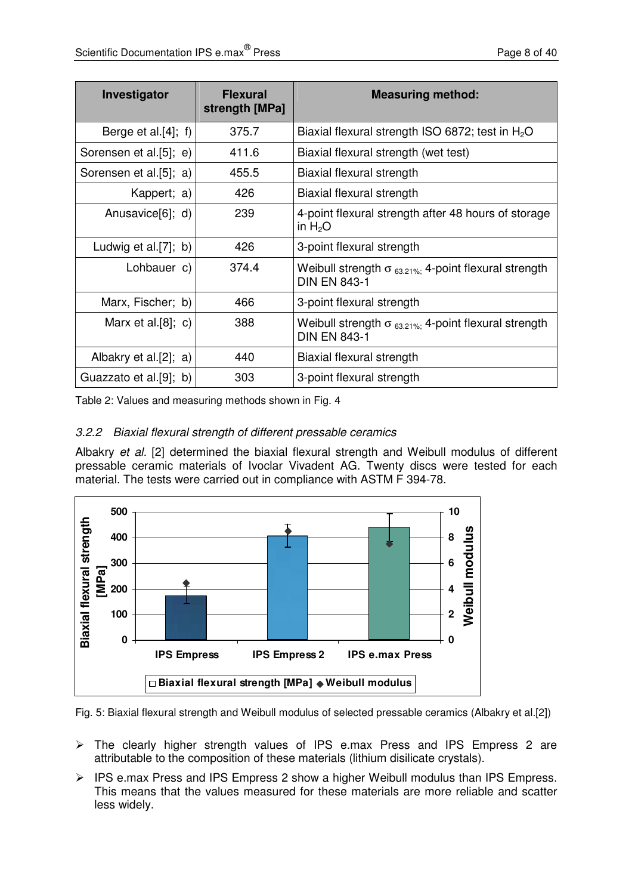| Investigator | Flexural strength [MPa] | Measuring method: |
|---|---|---|
| Berge et al.[4]; f) | 375.7 | Biaxial flexural strength ISO 6872; test in $H_2O$ |
| Sorensen et al.[5]; e) | 411.6 | Biaxial flexural strength (wet test) |
| Sorensen et al.[5]; a) | 455.5 | Biaxial flexural strength |
| Kappert; a) | 426 | Biaxial flexural strength |
| Anusavice[6]; d) | 239 | 4-point flexural strength after 48 hours of storage in $H_2O$ |
| Ludwig et al.[7]; b) | 426 | 3-point flexural strength |
| Lohbauer c) | 374.4 | Weibull strength $\sigma_{63.21\%;}$ 4-point flexural strength DIN EN 843-1 |
| Marx, Fischer; b) | 466 | 3-point flexural strength |
| Marx et al.[8]; c) | 388 | Weibull strength $\sigma_{63.21\%;}$ 4-point flexural strength DIN EN 843-1 |
| Albakry et al.[2]; a) | 440 | Biaxial flexural strength |
| Guazzato et al.[9]; b) | 303 | 3-point flexural strength |

Table 2: Values and measuring methods shown in Fig. 4

### 3.2.2 *Biaxial flexural strength of different pressable ceramics*

Albakry *et al.* [2] determined the biaxial flexural strength and Weibull modulus of different pressable ceramic materials of Ivoclar Vivadent AG. Twenty discs were tested for each material. The tests were carried out in compliance with ASTM F 394-78.

Fig. 5: Biaxial flexural strength and Weibull modulus of selected pressable ceramics (Albakry et al.[2])

- The clearly higher strength values of IPS e.max Press and IPS Empress 2 are attributable to the composition of these materials (lithium disilicate crystals).
- IPS e.max Press and IPS Empress 2 show a higher Weibull modulus than IPS Empress. This means that the values measured for these materials are more reliable and scatter less widely.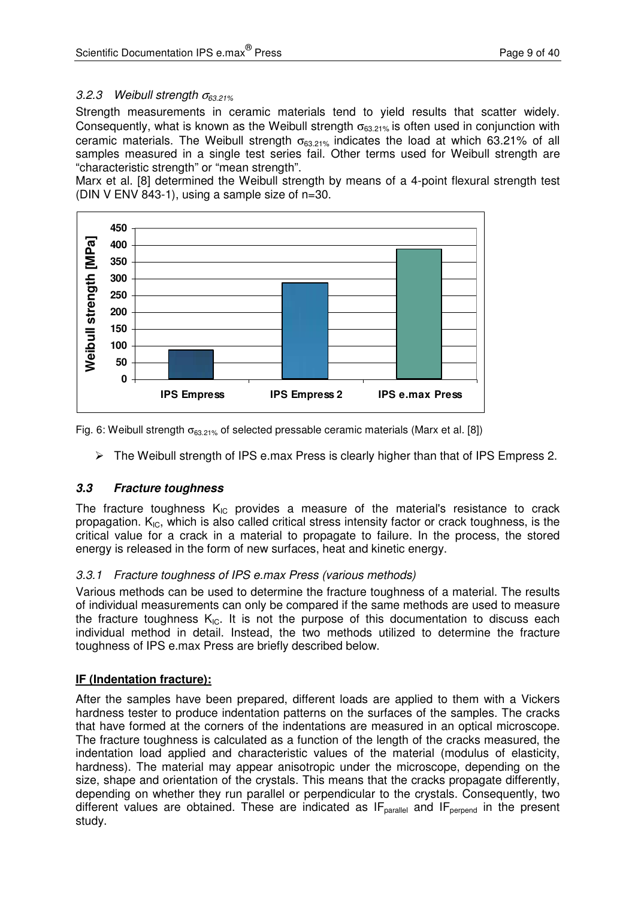### 3.2.3 *Weibull strength $\sigma_{63.21\%}$*

Strength measurements in ceramic materials tend to yield results that scatter widely. Consequently, what is known as the Weibull strength $\sigma_{63.21\%}$ is often used in conjunction with ceramic materials. The Weibull strength $\sigma_{63.21\%}$ indicates the load at which 63.21% of all samples measured in a single test series fail. Other terms used for Weibull strength are "characteristic strength" or "mean strength".

Marx et al. [8] determined the Weibull strength by means of a 4-point flexural strength test (DIN V ENV 843-1), using a sample size of n=30.

Fig. 6: Weibull strength $\sigma_{63.21\%}$ of selected pressable ceramic materials (Marx et al. [8])

- The Weibull strength of IPS e.max Press is clearly higher than that of IPS Empress 2.

## 3.3 *Fracture toughness*

The fracture toughness $K_{IC}$ provides a measure of the material's resistance to crack propagation. $K_{IC}$, which is also called critical stress intensity factor or crack toughness, is the critical value for a crack in a material to propagate to failure. In the process, the stored energy is released in the form of new surfaces, heat and kinetic energy.

### 3.3.1 *Fracture toughness of IPS e.max Press (various methods)*

Various methods can be used to determine the fracture toughness of a material. The results of individual measurements can only be compared if the same methods are used to measure the fracture toughness $K_{IC}$. It is not the purpose of this documentation to discuss each individual method in detail. Instead, the two methods utilized to determine the fracture toughness of IPS e.max Press are briefly described below.

**IF (Indentation fracture):**

After the samples have been prepared, different loads are applied to them with a Vickers hardness tester to produce indentation patterns on the surfaces of the samples. The cracks that have formed at the corners of the indentations are measured in an optical microscope. The fracture toughness is calculated as a function of the length of the cracks measured, the indentation load applied and characteristic values of the material (modulus of elasticity, hardness). The material may appear anisotropic under the microscope, depending on the size, shape and orientation of the crystals. This means that the cracks propagate differently, depending on whether they run parallel or perpendicular to the crystals. Consequently, two different values are obtained. These are indicated as $IF_{parallel}$ and $IF_{perpend}$ in the present study.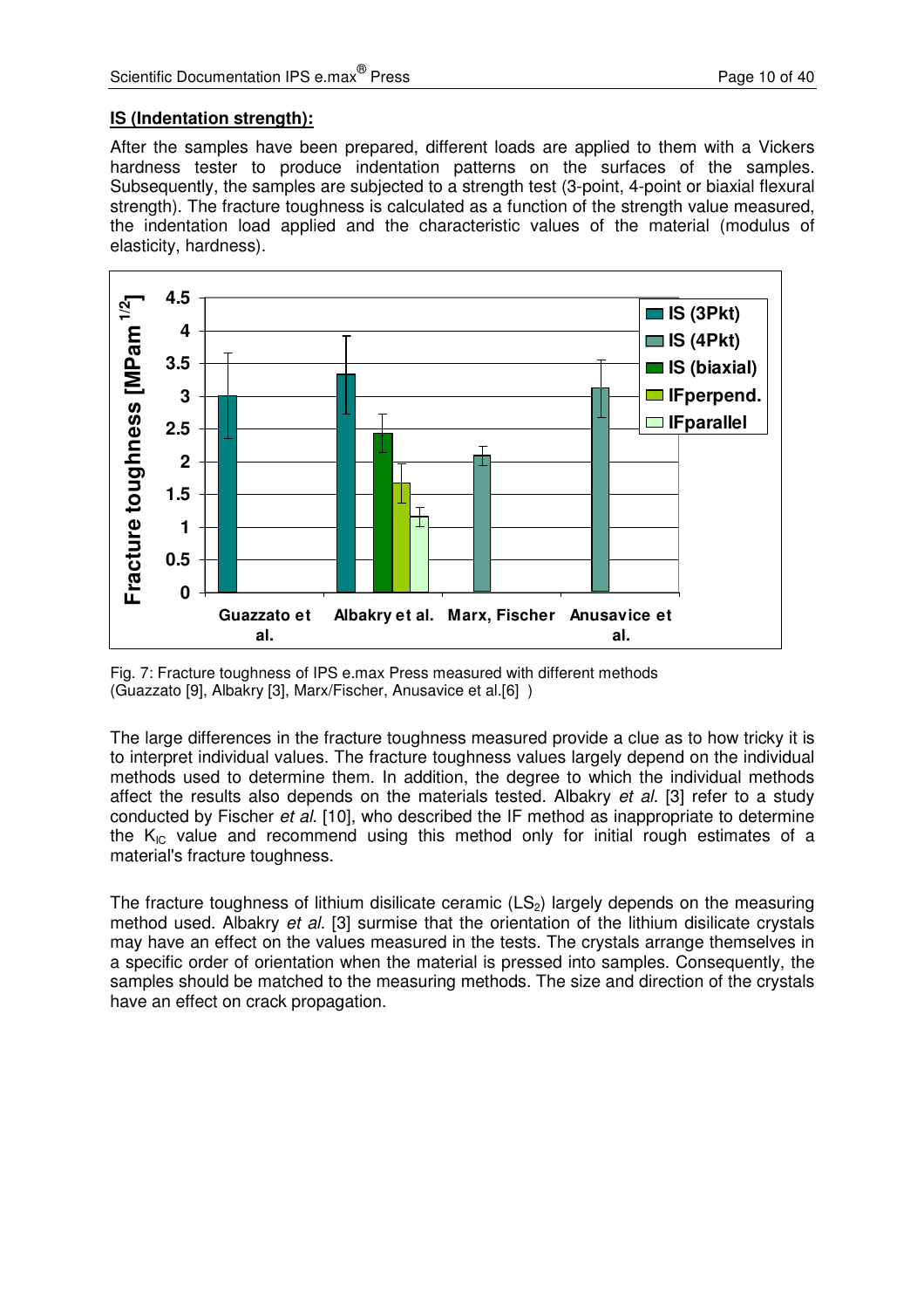**IS (Indentation strength):**

After the samples have been prepared, different loads are applied to them with a Vickers hardness tester to produce indentation patterns on the surfaces of the samples. Subsequently, the samples are subjected to a strength test (3-point, 4-point or biaxial flexural strength). The fracture toughness is calculated as a function of the strength value measured, the indentation load applied and the characteristic values of the material (modulus of elasticity, hardness).

Fig. 7: Fracture toughness of IPS e.max Press measured with different methods (Guazzato [9], Albakry [3], Marx/Fischer, Anusavice et al.[6] )

The large differences in the fracture toughness measured provide a clue as to how tricky it is to interpret individual values. The fracture toughness values largely depend on the individual methods used to determine them. In addition, the degree to which the individual methods affect the results also depends on the materials tested. Albakry *et al.* [3] refer to a study conducted by Fischer *et al.* [10], who described the IF method as inappropriate to determine the $K_{IC}$ value and recommend using this method only for initial rough estimates of a material's fracture toughness.

The fracture toughness of lithium disilicate ceramic ($LS_2$) largely depends on the measuring method used. Albakry *et al.* [3] surmise that the orientation of the lithium disilicate crystals may have an effect on the values measured in the tests. The crystals arrange themselves in a specific order of orientation when the material is pressed into samples. Consequently, the samples should be matched to the measuring methods. The size and direction of the crystals have an effect on crack propagation.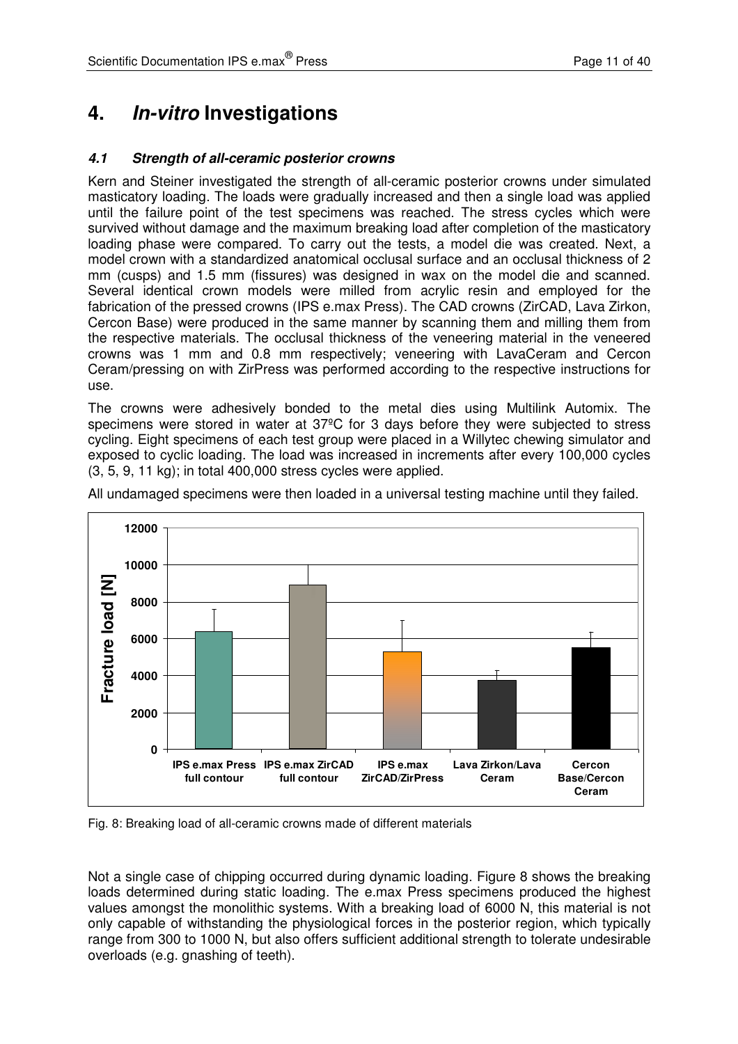# 4. *In-vitro* Investigations

## *4.1 Strength of all-ceramic posterior crowns*

Kern and Steiner investigated the strength of all-ceramic posterior crowns under simulated masticatory loading. The loads were gradually increased and then a single load was applied until the failure point of the test specimens was reached. The stress cycles which were survived without damage and the maximum breaking load after completion of the masticatory loading phase were compared. To carry out the tests, a model die was created. Next, a model crown with a standardized anatomical occlusal surface and an occlusal thickness of 2 mm (cusps) and 1.5 mm (fissures) was designed in wax on the model die and scanned. Several identical crown models were milled from acrylic resin and employed for the fabrication of the pressed crowns (IPS e.max Press). The CAD crowns (ZirCAD, Lava Zirkon, Cercon Base) were produced in the same manner by scanning them and milling them from the respective materials. The occlusal thickness of the veneering material in the veneered crowns was 1 mm and 0.8 mm respectively; veneering with LavaCeram and Cercon Ceram/pressing on with ZirPress was performed according to the respective instructions for use.

The crowns were adhesively bonded to the metal dies using Multilink Automix. The specimens were stored in water at 37ºC for 3 days before they were subjected to stress cycling. Eight specimens of each test group were placed in a Willytec chewing simulator and exposed to cyclic loading. The load was increased in increments after every 100,000 cycles (3, 5, 9, 11 kg); in total 400,000 stress cycles were applied.

All undamaged specimens were then loaded in a universal testing machine until they failed.

Fig. 8: Breaking load of all-ceramic crowns made of different materials

Not a single case of chipping occurred during dynamic loading. Figure 8 shows the breaking loads determined during static loading. The e.max Press specimens produced the highest values amongst the monolithic systems. With a breaking load of 6000 N, this material is not only capable of withstanding the physiological forces in the posterior region, which typically range from 300 to 1000 N, but also offers sufficient additional strength to tolerate undesirable overloads (e.g. gnashing of teeth).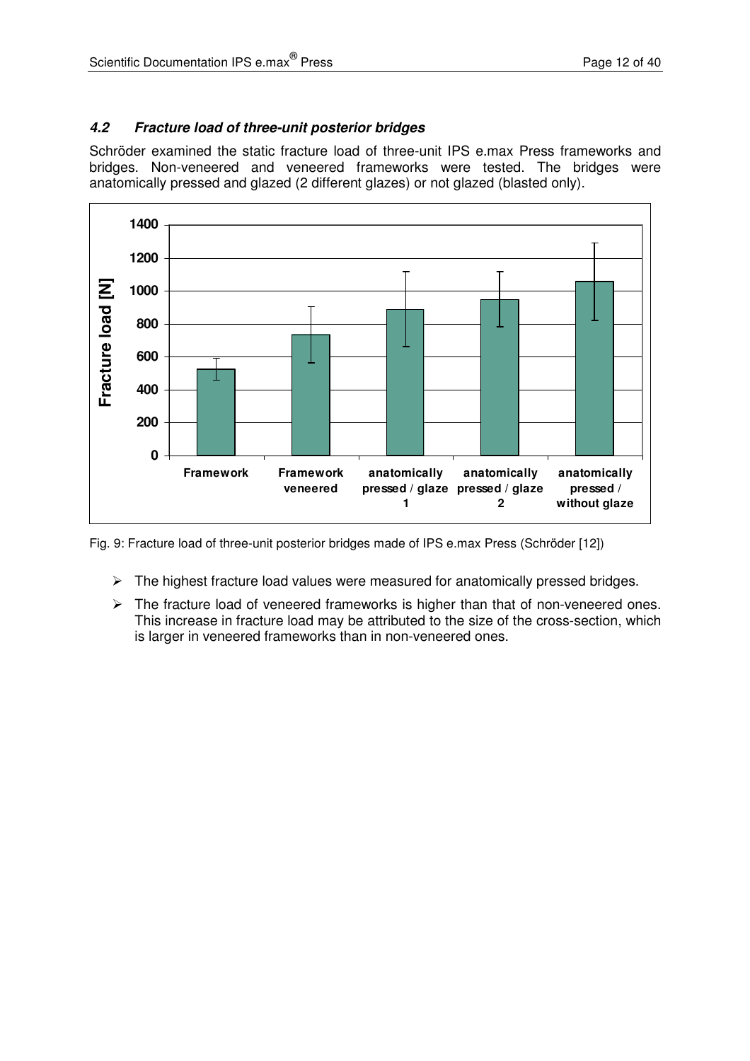### *4.2 Fracture load of three-unit posterior bridges*

Schröder examined the static fracture load of three-unit IPS e.max Press frameworks and bridges. Non-veneered and veneered frameworks were tested. The bridges were anatomically pressed and glazed (2 different glazes) or not glazed (blasted only).

Fig. 9: Fracture load of three-unit posterior bridges made of IPS e.max Press (Schröder [12])

- The highest fracture load values were measured for anatomically pressed bridges.
- The fracture load of veneered frameworks is higher than that of non-veneered ones. This increase in fracture load may be attributed to the size of the cross-section, which is larger in veneered frameworks than in non-veneered ones.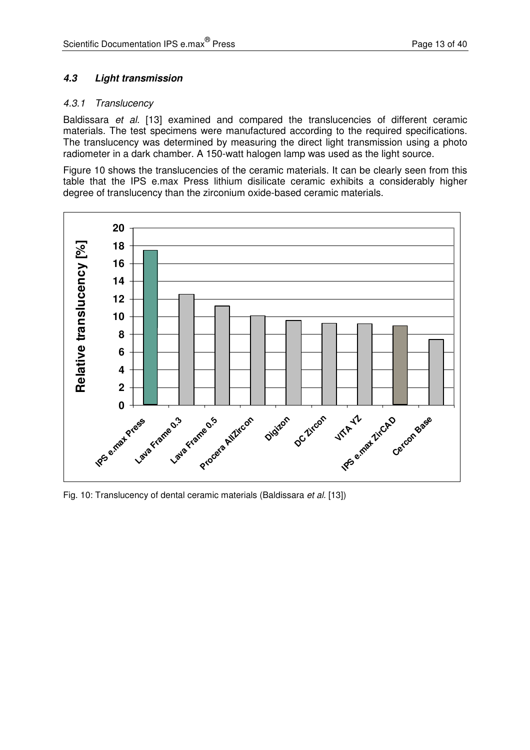### *4.3 Light transmission*

#### *4.3.1 Translucency*

Baldissara *et al.* [13] examined and compared the translucencies of different ceramic materials. The test specimens were manufactured according to the required specifications. The translucency was determined by measuring the direct light transmission using a photo radiometer in a dark chamber. A 150-watt halogen lamp was used as the light source.

Figure 10 shows the translucencies of the ceramic materials. It can be clearly seen from this table that the IPS e.max Press lithium disilicate ceramic exhibits a considerably higher degree of translucency than the zirconium oxide-based ceramic materials.

Fig. 10: Translucency of dental ceramic materials (Baldissara *et al.* [13])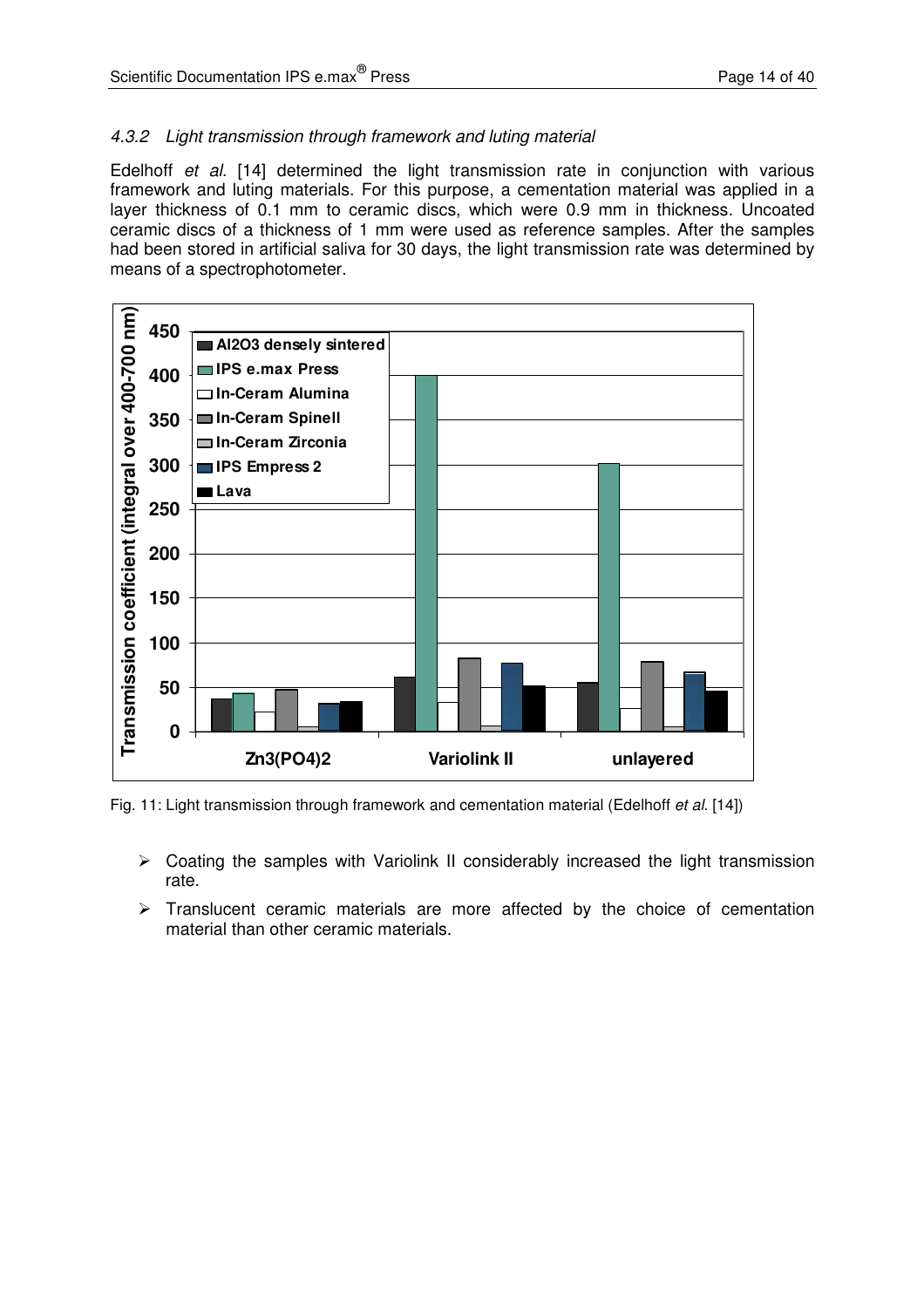### 4.3.2 Light transmission through framework and luting material

Edelhoff *et al.* [14] determined the light transmission rate in conjunction with various framework and luting materials. For this purpose, a cementation material was applied in a layer thickness of 0.1 mm to ceramic discs, which were 0.9 mm in thickness. Uncoated ceramic discs of a thickness of 1 mm were used as reference samples. After the samples had been stored in artificial saliva for 30 days, the light transmission rate was determined by means of a spectrophotometer.

Fig. 11: Light transmission through framework and cementation material (Edelhoff *et al.* [14])

- Coating the samples with Variolink II considerably increased the light transmission rate.
- Translucent ceramic materials are more affected by the choice of cementation material than other ceramic materials.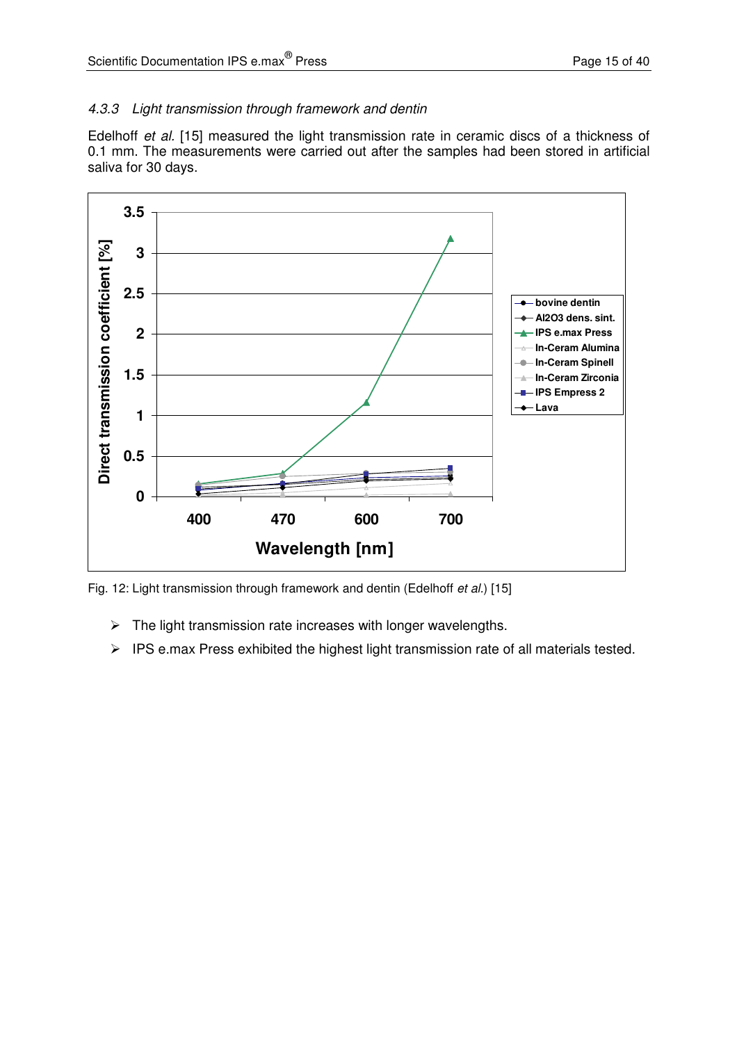### 4.3.3 Light transmission through framework and dentin

Edelhoff *et al.* [15] measured the light transmission rate in ceramic discs of a thickness of 0.1 mm. The measurements were carried out after the samples had been stored in artificial saliva for 30 days.

Fig. 12: Light transmission through framework and dentin (Edelhoff *et al.*) [15]

- The light transmission rate increases with longer wavelengths.
- IPS e.max Press exhibited the highest light transmission rate of all materials tested.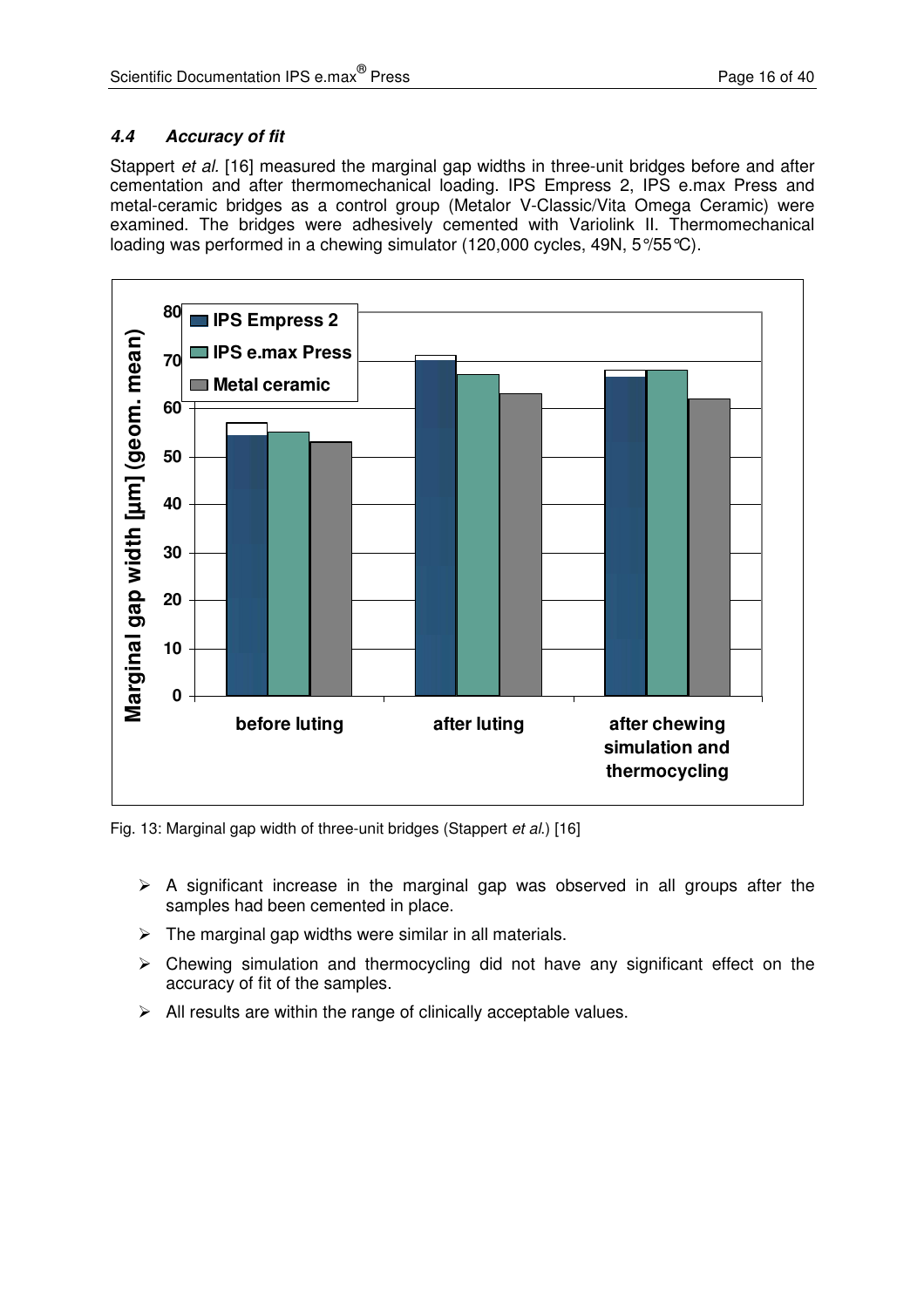### 4.4 *Accuracy of fit*

Stappert *et al.* [16] measured the marginal gap widths in three-unit bridges before and after cementation and after thermomechanical loading. IPS Empress 2, IPS e.max Press and metal-ceramic bridges as a control group (Metalor V-Classic/Vita Omega Ceramic) were examined. The bridges were adhesively cemented with Variolink II. Thermomechanical loading was performed in a chewing simulator (120,000 cycles, 49N, 5°/55°C).

Fig. 13: Marginal gap width of three-unit bridges (Stappert *et al.*) [16]

- A significant increase in the marginal gap was observed in all groups after the samples had been cemented in place.
- The marginal gap widths were similar in all materials.
- Chewing simulation and thermocycling did not have any significant effect on the accuracy of fit of the samples.
- All results are within the range of clinically acceptable values.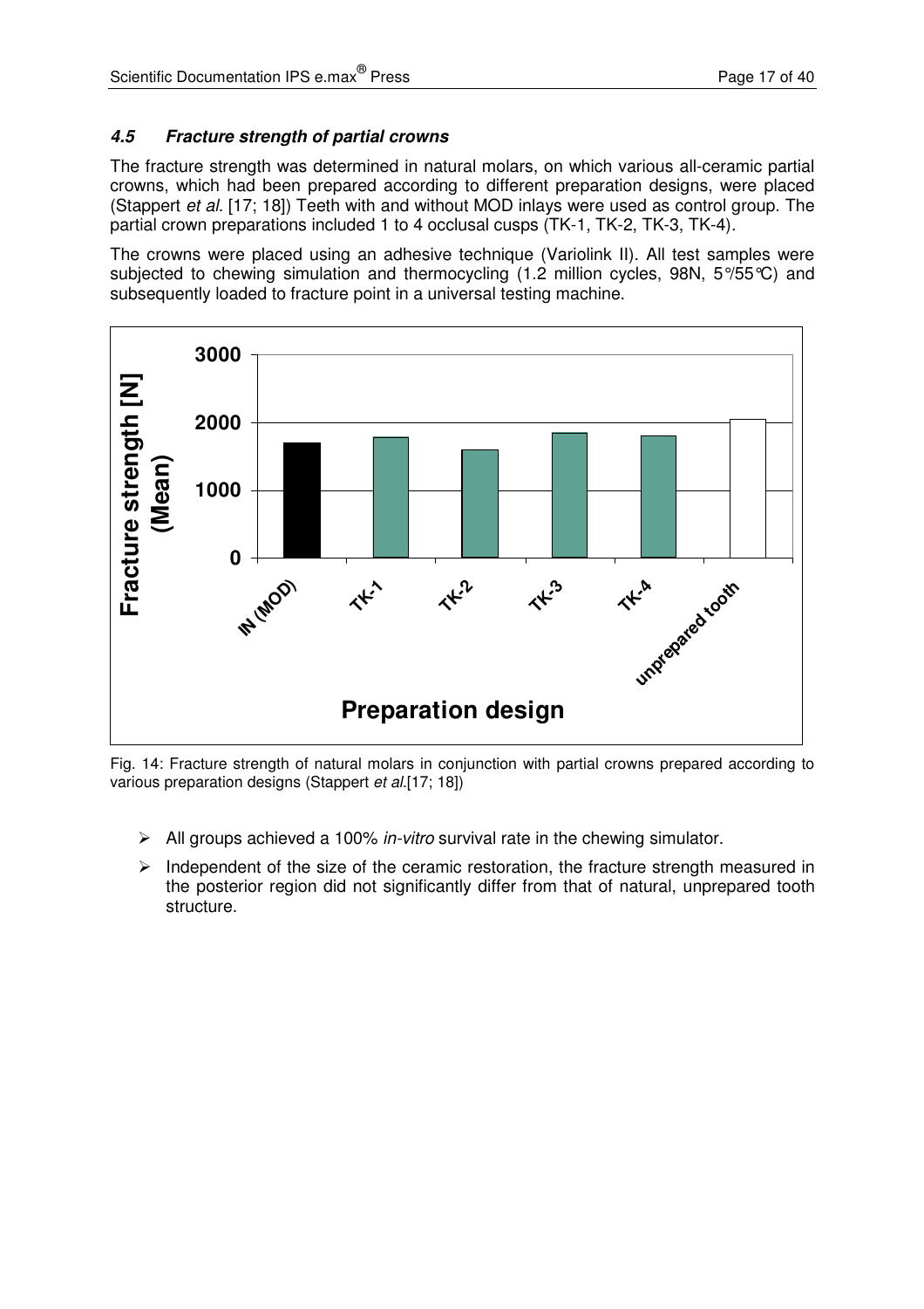#### *4.5 Fracture strength of partial crowns*

The fracture strength was determined in natural molars, on which various all-ceramic partial crowns, which had been prepared according to different preparation designs, were placed (Stappert *et al.* [17; 18]) Teeth with and without MOD inlays were used as control group. The partial crown preparations included 1 to 4 occlusal cusps (TK-1, TK-2, TK-3, TK-4).

The crowns were placed using an adhesive technique (Variolink II). All test samples were subjected to chewing simulation and thermocycling (1.2 million cycles, 98N, 5°/55°C) and subsequently loaded to fracture point in a universal testing machine.

Fig. 14: Fracture strength of natural molars in conjunction with partial crowns prepared according to various preparation designs (Stappert *et al.*[17; 18])

- All groups achieved a 100% *in-vitro* survival rate in the chewing simulator.
- Independent of the size of the ceramic restoration, the fracture strength measured in the posterior region did not significantly differ from that of natural, unprepared tooth structure.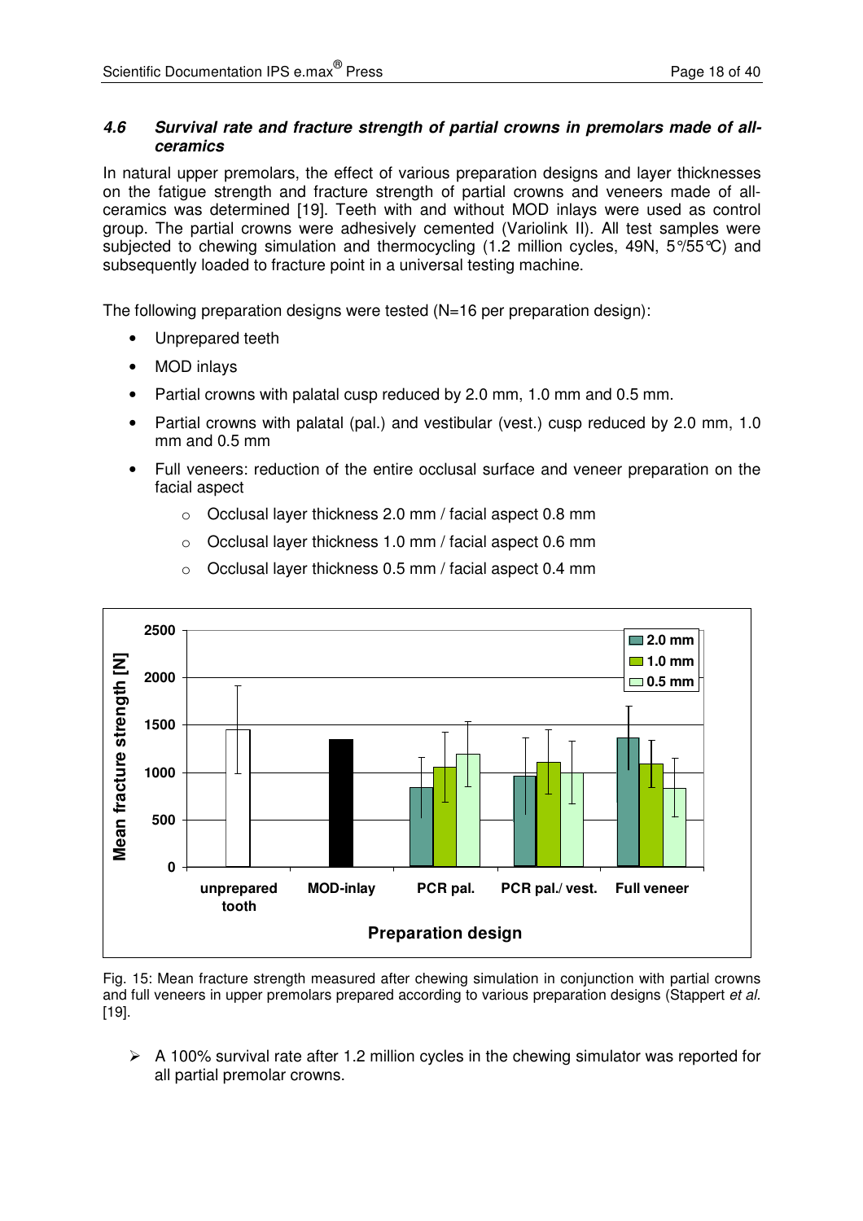### *4.6 Survival rate and fracture strength of partial crowns in premolars made of all-ceramics*

In natural upper premolars, the effect of various preparation designs and layer thicknesses on the fatigue strength and fracture strength of partial crowns and veneers made of all-ceramics was determined [19]. Teeth with and without MOD inlays were used as control group. The partial crowns were adhesively cemented (Variolink II). All test samples were subjected to chewing simulation and thermocycling (1.2 million cycles, 49N, 5°/55°C) and subsequently loaded to fracture point in a universal testing machine.

The following preparation designs were tested (N=16 per preparation design):

- Unprepared teeth
- MOD inlays
- Partial crowns with palatal cusp reduced by 2.0 mm, 1.0 mm and 0.5 mm.
- Partial crowns with palatal (pal.) and vestibular (vest.) cusp reduced by 2.0 mm, 1.0 mm and 0.5 mm
- Full veneers: reduction of the entire occlusal surface and veneer preparation on the facial aspect
  - Occlusal layer thickness 2.0 mm / facial aspect 0.8 mm
  - Occlusal layer thickness 1.0 mm / facial aspect 0.6 mm
  - Occlusal layer thickness 0.5 mm / facial aspect 0.4 mm

Fig. 15: Mean fracture strength measured after chewing simulation in conjunction with partial crowns and full veneers in upper premolars prepared according to various preparation designs (Stappert *et al.* [19].

- ➢ A 100% survival rate after 1.2 million cycles in the chewing simulator was reported for all partial premolar crowns.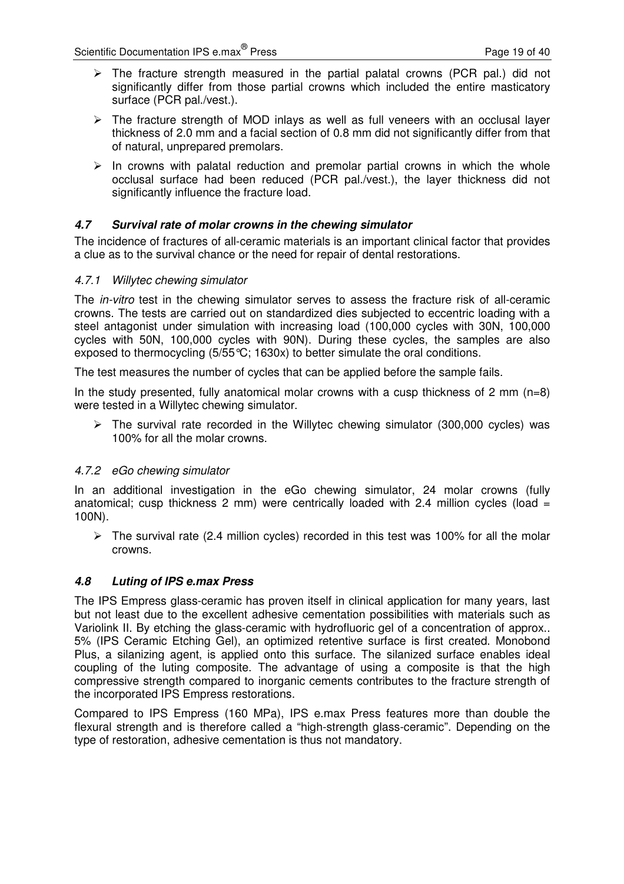- The fracture strength measured in the partial palatal crowns (PCR pal.) did not significantly differ from those partial crowns which included the entire masticatory surface (PCR pal./vest.).
- The fracture strength of MOD inlays as well as full veneers with an occlusal layer thickness of 2.0 mm and a facial section of 0.8 mm did not significantly differ from that of natural, unprepared premolars.
- In crowns with palatal reduction and premolar partial crowns in which the whole occlusal surface had been reduced (PCR pal./vest.), the layer thickness did not significantly influence the fracture load.

## ***4.7 Survival rate of molar crowns in the chewing simulator***

The incidence of fractures of all-ceramic materials is an important clinical factor that provides a clue as to the survival chance or the need for repair of dental restorations.

### *4.7.1 Willytec chewing simulator*

The *in-vitro* test in the chewing simulator serves to assess the fracture risk of all-ceramic crowns. The tests are carried out on standardized dies subjected to eccentric loading with a steel antagonist under simulation with increasing load (100,000 cycles with 30N, 100,000 cycles with 50N, 100,000 cycles with 90N). During these cycles, the samples are also exposed to thermocycling (5/55°C; 1630x) to better simulate the oral conditions.

The test measures the number of cycles that can be applied before the sample fails.

In the study presented, fully anatomical molar crowns with a cusp thickness of 2 mm (n=8) were tested in a Willytec chewing simulator.

- The survival rate recorded in the Willytec chewing simulator (300,000 cycles) was 100% for all the molar crowns.

### *4.7.2 eGo chewing simulator*

In an additional investigation in the eGo chewing simulator, 24 molar crowns (fully anatomical; cusp thickness 2 mm) were centrically loaded with 2.4 million cycles (load = 100N).

- The survival rate (2.4 million cycles) recorded in this test was 100% for all the molar crowns.

## ***4.8 Luting of IPS e.max Press***

The IPS Empress glass-ceramic has proven itself in clinical application for many years, last but not least due to the excellent adhesive cementation possibilities with materials such as Variolink II. By etching the glass-ceramic with hydrofluoric gel of a concentration of approx.. 5% (IPS Ceramic Etching Gel), an optimized retentive surface is first created. Monobond Plus, a silanizing agent, is applied onto this surface. The silanized surface enables ideal coupling of the luting composite. The advantage of using a composite is that the high compressive strength compared to inorganic cements contributes to the fracture strength of the incorporated IPS Empress restorations.

Compared to IPS Empress (160 MPa), IPS e.max Press features more than double the flexural strength and is therefore called a "high-strength glass-ceramic". Depending on the type of restoration, adhesive cementation is thus not mandatory.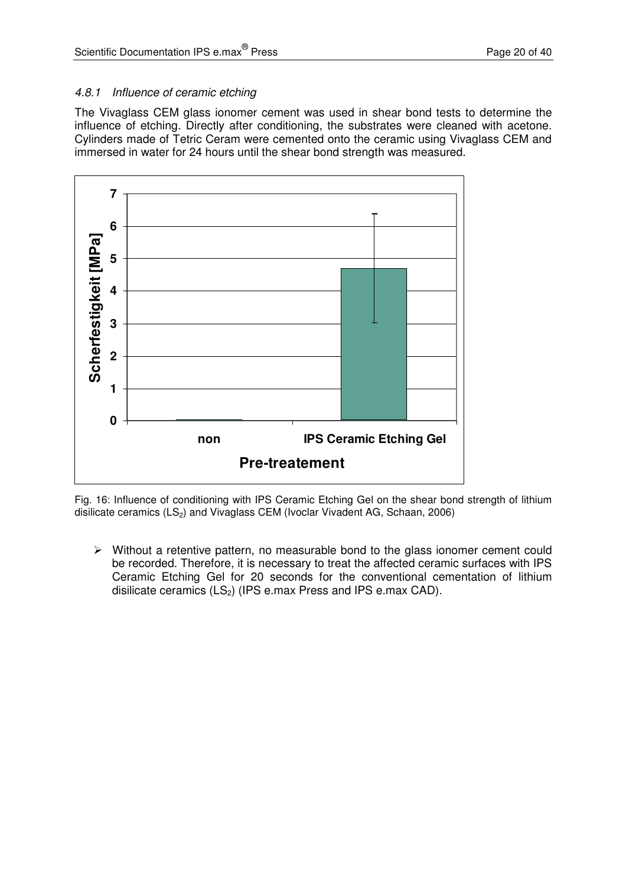### 4.8.1 Influence of ceramic etching

The Vivaglass CEM glass ionomer cement was used in shear bond tests to determine the influence of etching. Directly after conditioning, the substrates were cleaned with acetone. Cylinders made of Tetric Ceram were cemented onto the ceramic using Vivaglass CEM and immersed in water for 24 hours until the shear bond strength was measured.

Fig. 16: Influence of conditioning with IPS Ceramic Etching Gel on the shear bond strength of lithium disilicate ceramics ($LS_2$) and Vivaglass CEM (Ivoclar Vivadent AG, Schaan, 2006)

- Without a retentive pattern, no measurable bond to the glass ionomer cement could be recorded. Therefore, it is necessary to treat the affected ceramic surfaces with IPS Ceramic Etching Gel for 20 seconds for the conventional cementation of lithium disilicate ceramics ($LS_2$) (IPS e.max Press and IPS e.max CAD).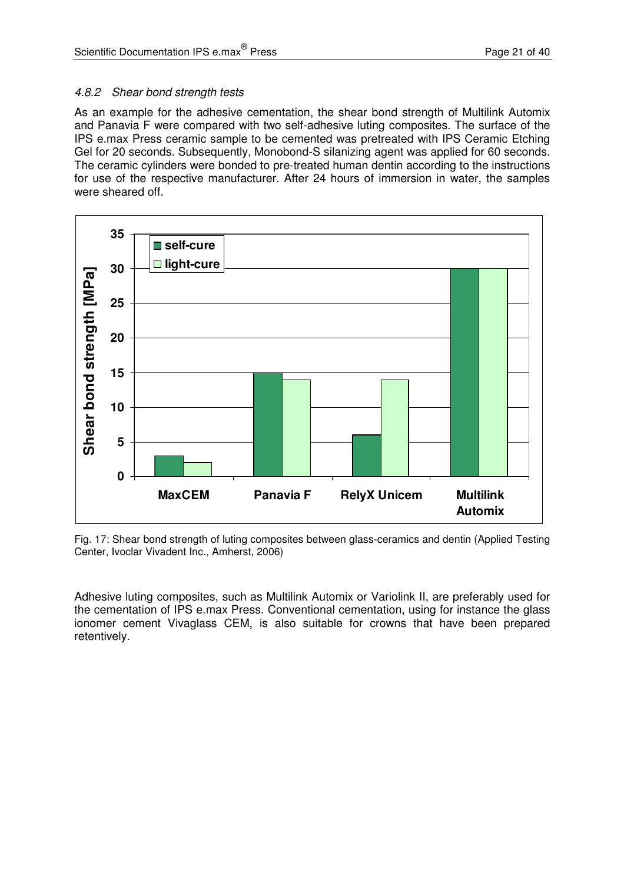### 4.8.2 *Shear bond strength tests*

As an example for the adhesive cementation, the shear bond strength of Multilink Automix and Panavia F were compared with two self-adhesive luting composites. The surface of the IPS e.max Press ceramic sample to be cemented was pretreated with IPS Ceramic Etching Gel for 20 seconds. Subsequently, Monobond-S silanizing agent was applied for 60 seconds. The ceramic cylinders were bonded to pre-treated human dentin according to the instructions for use of the respective manufacturer. After 24 hours of immersion in water, the samples were sheared off.

Fig. 17: Shear bond strength of luting composites between glass-ceramics and dentin (Applied Testing Center, Ivoclar Vivadent Inc., Amherst, 2006)

Adhesive luting composites, such as Multilink Automix or Variolink II, are preferably used for the cementation of IPS e.max Press. Conventional cementation, using for instance the glass ionomer cement Vivaglass CEM, is also suitable for crowns that have been prepared retentively.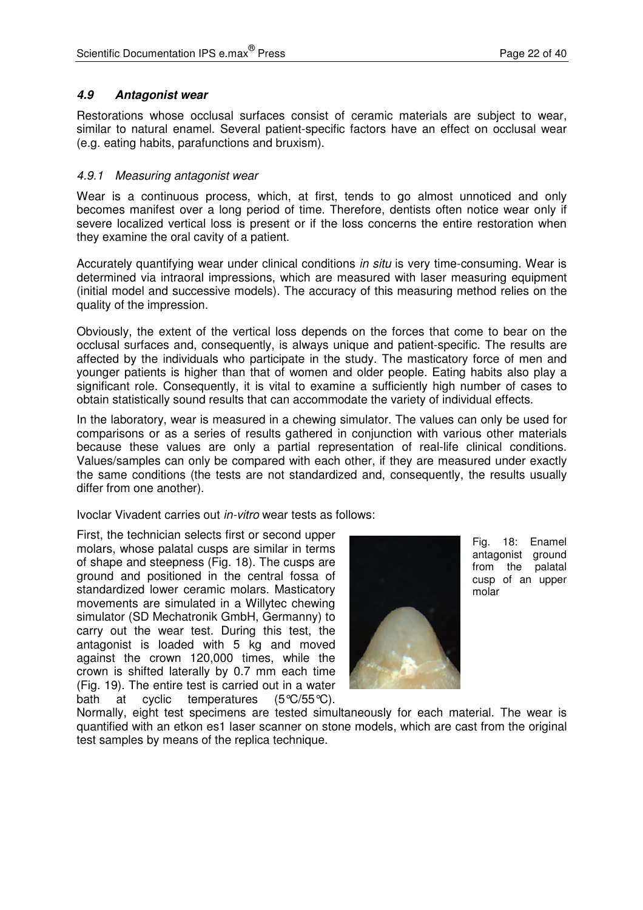### *4.9 Antagonist wear*

Restorations whose occlusal surfaces consist of ceramic materials are subject to wear, similar to natural enamel. Several patient-specific factors have an effect on occlusal wear (e.g. eating habits, parafunctions and bruxism).

#### *4.9.1 Measuring antagonist wear*

Wear is a continuous process, which, at first, tends to go almost unnoticed and only becomes manifest over a long period of time. Therefore, dentists often notice wear only if severe localized vertical loss is present or if the loss concerns the entire restoration when they examine the oral cavity of a patient.

Accurately quantifying wear under clinical conditions *in situ* is very time-consuming. Wear is determined via intraoral impressions, which are measured with laser measuring equipment (initial model and successive models). The accuracy of this measuring method relies on the quality of the impression.

Obviously, the extent of the vertical loss depends on the forces that come to bear on the occlusal surfaces and, consequently, is always unique and patient-specific. The results are affected by the individuals who participate in the study. The masticatory force of men and younger patients is higher than that of women and older people. Eating habits also play a significant role. Consequently, it is vital to examine a sufficiently high number of cases to obtain statistically sound results that can accommodate the variety of individual effects.

In the laboratory, wear is measured in a chewing simulator. The values can only be used for comparisons or as a series of results gathered in conjunction with various other materials because these values are only a partial representation of real-life clinical conditions. Values/samples can only be compared with each other, if they are measured under exactly the same conditions (the tests are not standardized and, consequently, the results usually differ from one another).

Ivoclar Vivadent carries out *in-vitro* wear tests as follows:

First, the technician selects first or second upper molars, whose palatal cusps are similar in terms of shape and steepness (Fig. 18). The cusps are ground and positioned in the central fossa of standardized lower ceramic molars. Masticatory movements are simulated in a Willytec chewing simulator (SD Mechatronik GmbH, Germanny) to carry out the wear test. During this test, the antagonist is loaded with 5 kg and moved against the crown 120,000 times, while the crown is shifted laterally by 0.7 mm each time (Fig. 19). The entire test is carried out in a water bath at cyclic temperatures (5°C/55°C). Normally, eight test specimens are tested simultaneously for each material. The wear is quantified with an etkon es1 laser scanner on stone models, which are cast from the original test samples by means of the replica technique.

Fig. 18: Enamel antagonist ground from the palatal cusp of an upper molar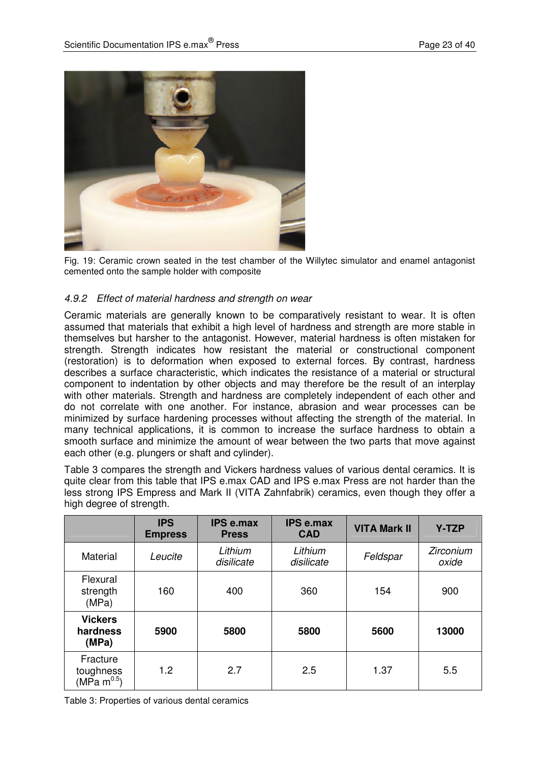Fig. 19: Ceramic crown seated in the test chamber of the Willytec simulator and enamel antagonist cemented onto the sample holder with composite

#### *4.9.2 Effect of material hardness and strength on wear*

Ceramic materials are generally known to be comparatively resistant to wear. It is often assumed that materials that exhibit a high level of hardness and strength are more stable in themselves but harsher to the antagonist. However, material hardness is often mistaken for strength. Strength indicates how resistant the material or constructional component (restoration) is to deformation when exposed to external forces. By contrast, hardness describes a surface characteristic, which indicates the resistance of a material or structural component to indentation by other objects and may therefore be the result of an interplay with other materials. Strength and hardness are completely independent of each other and do not correlate with one another. For instance, abrasion and wear processes can be minimized by surface hardening processes without affecting the strength of the material. In many technical applications, it is common to increase the surface hardness to obtain a smooth surface and minimize the amount of wear between the two parts that move against each other (e.g. plungers or shaft and cylinder).

Table 3 compares the strength and Vickers hardness values of various dental ceramics. It is quite clear from this table that IPS e.max CAD and IPS e.max Press are not harder than the less strong IPS Empress and Mark II (VITA Zahnfabrik) ceramics, even though they offer a high degree of strength.

| | **IPS Empress** | **IPS e.max Press** | **IPS e.max CAD** | **VITA Mark II** | **Y-TZP** |
|---|---|---|---|---|---|
| Material | *Leucite* | *Lithium disilicate* | *Lithium disilicate* | *Feldspar* | *Zirconium oxide* |
| Flexural strength (MPa) | 160 | 400 | 360 | 154 | 900 |
| **Vickers hardness (MPa)** | **5900** | **5800** | **5800** | **5600** | **13000** |
| Fracture toughness (MPa $m^{0.5}$) | 1.2 | 2.7 | 2.5 | 1.37 | 5.5 |

Table 3: Properties of various dental ceramics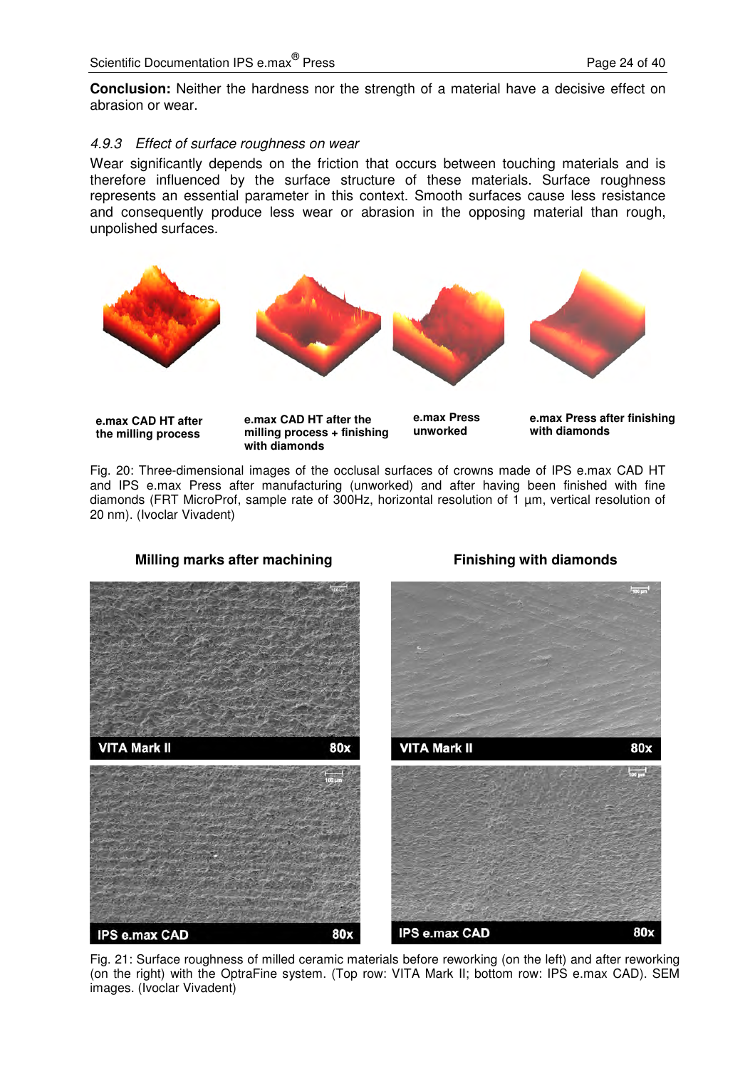**Conclusion:** Neither the hardness nor the strength of a material have a decisive effect on abrasion or wear.

### *4.9.3 Effect of surface roughness on wear*

Wear significantly depends on the friction that occurs between touching materials and is therefore influenced by the surface structure of these materials. Surface roughness represents an essential parameter in this context. Smooth surfaces cause less resistance and consequently produce less wear or abrasion in the opposing material than rough, unpolished surfaces.

**e.max CAD HT after the milling process** | **e.max CAD HT after the milling process + finishing with diamonds** | **e.max Press unworked** | **e.max Press after finishing with diamonds**

Fig. 20: Three-dimensional images of the occlusal surfaces of crowns made of IPS e.max CAD HT and IPS e.max Press after manufacturing (unworked) and after having been finished with fine diamonds (FRT MicroProf, sample rate of 300Hz, horizontal resolution of 1 µm, vertical resolution of 20 nm). (Ivoclar Vivadent)

**Milling marks after machining** | **Finishing with diamonds**

Fig. 21: Surface roughness of milled ceramic materials before reworking (on the left) and after reworking (on the right) with the OptraFine system. (Top row: VITA Mark II; bottom row: IPS e.max CAD). SEM images. (Ivoclar Vivadent)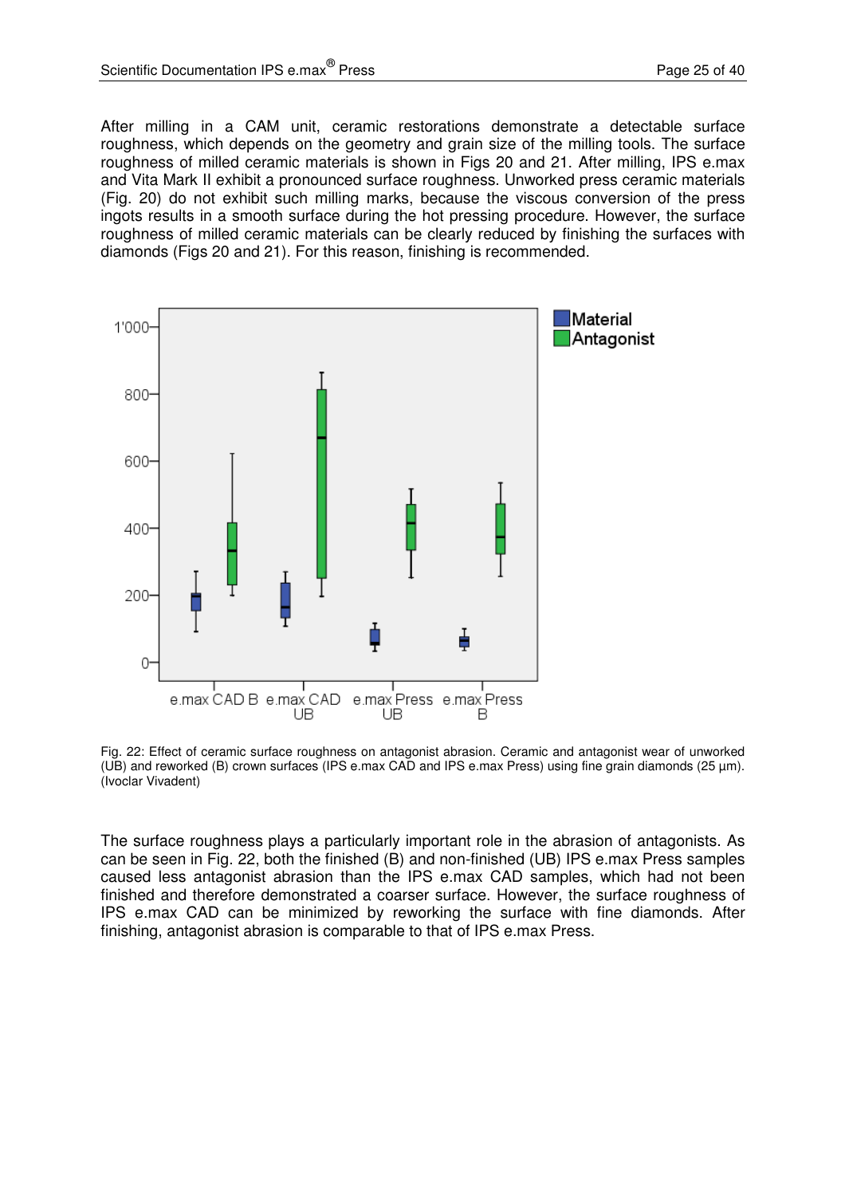After milling in a CAM unit, ceramic restorations demonstrate a detectable surface roughness, which depends on the geometry and grain size of the milling tools. The surface roughness of milled ceramic materials is shown in Figs 20 and 21. After milling, IPS e.max and Vita Mark II exhibit a pronounced surface roughness. Unworked press ceramic materials (Fig. 20) do not exhibit such milling marks, because the viscous conversion of the press ingots results in a smooth surface during the hot pressing procedure. However, the surface roughness of milled ceramic materials can be clearly reduced by finishing the surfaces with diamonds (Figs 20 and 21). For this reason, finishing is recommended.

Fig. 22: Effect of ceramic surface roughness on antagonist abrasion. Ceramic and antagonist wear of unworked (UB) and reworked (B) crown surfaces (IPS e.max CAD and IPS e.max Press) using fine grain diamonds (25 µm). (Ivoclar Vivadent)

The surface roughness plays a particularly important role in the abrasion of antagonists. As can be seen in Fig. 22, both the finished (B) and non-finished (UB) IPS e.max Press samples caused less antagonist abrasion than the IPS e.max CAD samples, which had not been finished and therefore demonstrated a coarser surface. However, the surface roughness of IPS e.max CAD can be minimized by reworking the surface with fine diamonds. After finishing, antagonist abrasion is comparable to that of IPS e.max Press.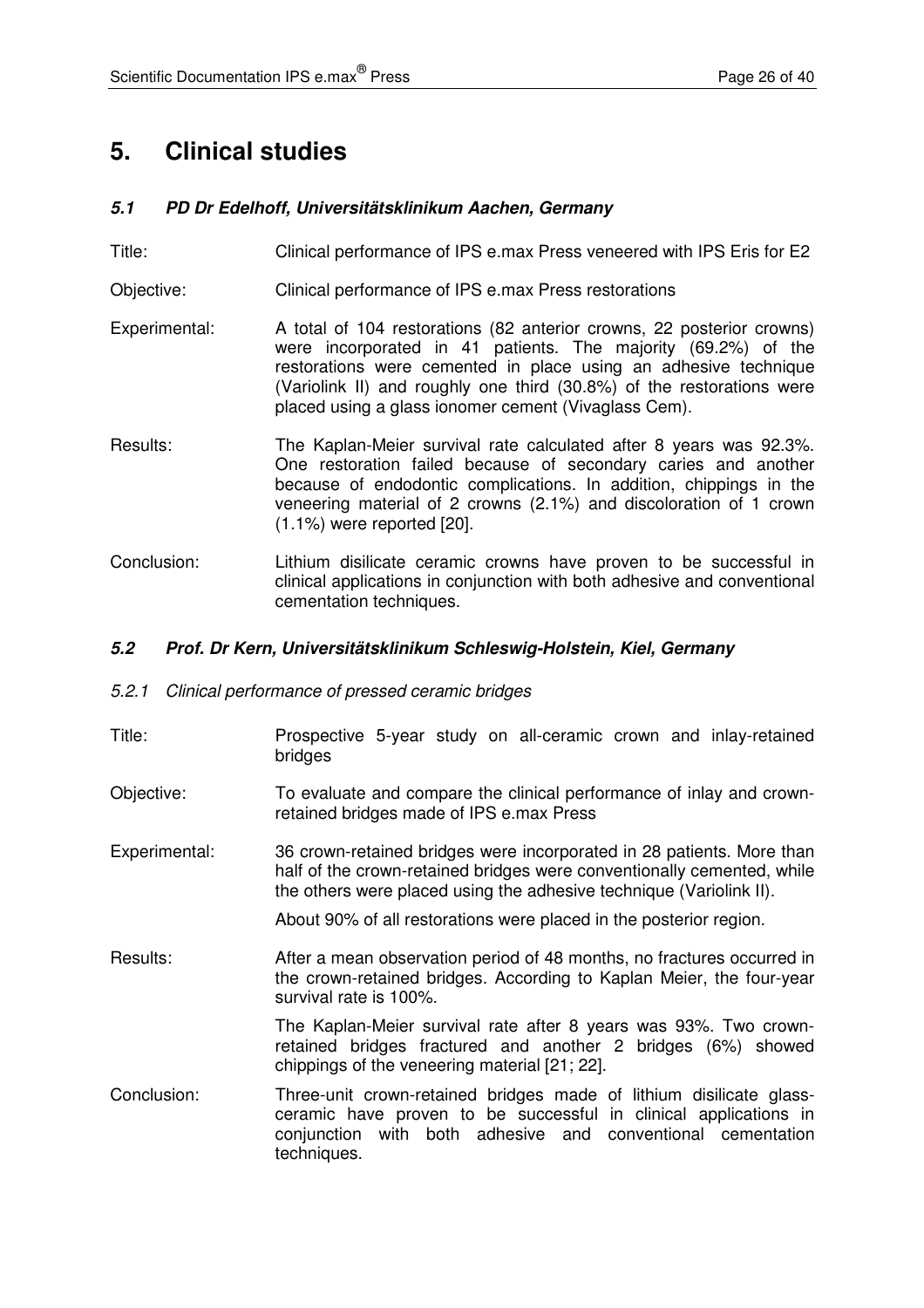# 5. Clinical studies

## *5.1 PD Dr Edelhoff, Universitätsklinikum Aachen, Germany*

Title: Clinical performance of IPS e.max Press veneered with IPS Eris for E2

Objective: Clinical performance of IPS e.max Press restorations

Experimental: A total of 104 restorations (82 anterior crowns, 22 posterior crowns) were incorporated in 41 patients. The majority (69.2%) of the restorations were cemented in place using an adhesive technique (Variolink II) and roughly one third (30.8%) of the restorations were placed using a glass ionomer cement (Vivaglass Cem).

Results: The Kaplan-Meier survival rate calculated after 8 years was 92.3%. One restoration failed because of secondary caries and another because of endodontic complications. In addition, chippings in the veneering material of 2 crowns (2.1%) and discoloration of 1 crown (1.1%) were reported [20].

Conclusion: Lithium disilicate ceramic crowns have proven to be successful in clinical applications in conjunction with both adhesive and conventional cementation techniques.

## *5.2 Prof. Dr Kern, Universitätsklinikum Schleswig-Holstein, Kiel, Germany*

### *5.2.1 Clinical performance of pressed ceramic bridges*

Title: Prospective 5-year study on all-ceramic crown and inlay-retained bridges

Objective: To evaluate and compare the clinical performance of inlay and crown-retained bridges made of IPS e.max Press

Experimental: 36 crown-retained bridges were incorporated in 28 patients. More than half of the crown-retained bridges were conventionally cemented, while the others were placed using the adhesive technique (Variolink II).

About 90% of all restorations were placed in the posterior region.

Results: After a mean observation period of 48 months, no fractures occurred in the crown-retained bridges. According to Kaplan Meier, the four-year survival rate is 100%.

The Kaplan-Meier survival rate after 8 years was 93%. Two crown-retained bridges fractured and another 2 bridges (6%) showed chippings of the veneering material [21; 22].

Conclusion: Three-unit crown-retained bridges made of lithium disilicate glass-ceramic have proven to be successful in clinical applications in conjunction with both adhesive and conventional cementation techniques.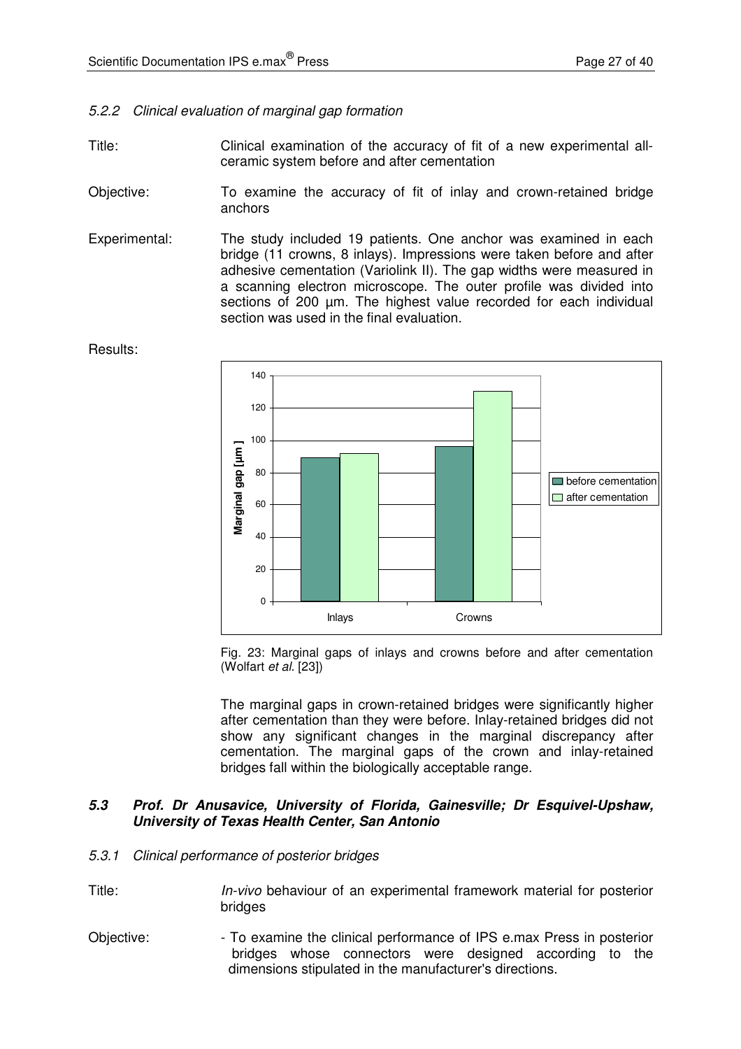### 5.2.2 *Clinical evaluation of marginal gap formation*

Title: Clinical examination of the accuracy of fit of a new experimental all-ceramic system before and after cementation

Objective: To examine the accuracy of fit of inlay and crown-retained bridge anchors

Experimental: The study included 19 patients. One anchor was examined in each bridge (11 crowns, 8 inlays). Impressions were taken before and after adhesive cementation (Variolink II). The gap widths were measured in a scanning electron microscope. The outer profile was divided into sections of 200 µm. The highest value recorded for each individual section was used in the final evaluation.

Results:

Fig. 23: Marginal gaps of inlays and crowns before and after cementation (Wolfart *et al.* [23])

The marginal gaps in crown-retained bridges were significantly higher after cementation than they were before. Inlay-retained bridges did not show any significant changes in the marginal discrepancy after cementation. The marginal gaps of the crown and inlay-retained bridges fall within the biologically acceptable range.

## ***5.3 Prof. Dr Anusavice, University of Florida, Gainesville; Dr Esquivel-Upshaw, University of Texas Health Center, San Antonio***

### 5.3.1 *Clinical performance of posterior bridges*

Title: *In-vivo* behaviour of an experimental framework material for posterior bridges

Objective: - To examine the clinical performance of IPS e.max Press in posterior bridges whose connectors were designed according to the dimensions stipulated in the manufacturer's directions.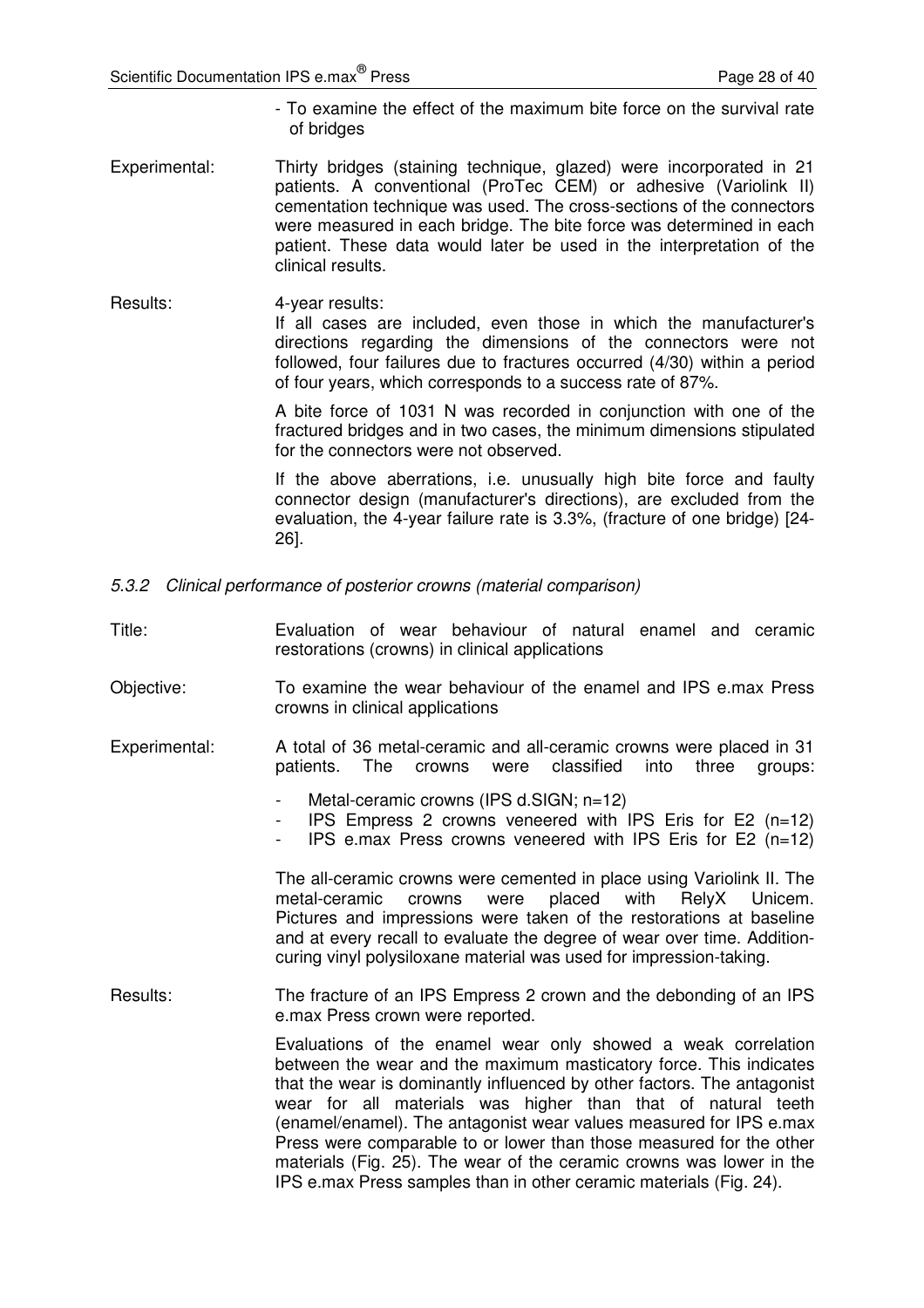- To examine the effect of the maximum bite force on the survival rate of bridges

Experimental: Thirty bridges (staining technique, glazed) were incorporated in 21 patients. A conventional (ProTec CEM) or adhesive (Variolink II) cementation technique was used. The cross-sections of the connectors were measured in each bridge. The bite force was determined in each patient. These data would later be used in the interpretation of the clinical results.

Results: 4-year results:
If all cases are included, even those in which the manufacturer's directions regarding the dimensions of the connectors were not followed, four failures due to fractures occurred (4/30) within a period of four years, which corresponds to a success rate of 87%.

A bite force of 1031 N was recorded in conjunction with one of the fractured bridges and in two cases, the minimum dimensions stipulated for the connectors were not observed.

If the above aberrations, i.e. unusually high bite force and faulty connector design (manufacturer's directions), are excluded from the evaluation, the 4-year failure rate is 3.3%, (fracture of one bridge) [24-26].

### *5.3.2 Clinical performance of posterior crowns (material comparison)*

Title: Evaluation of wear behaviour of natural enamel and ceramic restorations (crowns) in clinical applications

Objective: To examine the wear behaviour of the enamel and IPS e.max Press crowns in clinical applications

Experimental: A total of 36 metal-ceramic and all-ceramic crowns were placed in 31 patients. The crowns were classified into three groups:

- Metal-ceramic crowns (IPS d.SIGN; n=12)
- IPS Empress 2 crowns veneered with IPS Eris for E2 (n=12)
- IPS e.max Press crowns veneered with IPS Eris for E2 (n=12)

The all-ceramic crowns were cemented in place using Variolink II. The metal-ceramic crowns were placed with RelyX Unicem. Pictures and impressions were taken of the restorations at baseline and at every recall to evaluate the degree of wear over time. Addition-curing vinyl polysiloxane material was used for impression-taking.

Results: The fracture of an IPS Empress 2 crown and the debonding of an IPS e.max Press crown were reported.

Evaluations of the enamel wear only showed a weak correlation between the wear and the maximum masticatory force. This indicates that the wear is dominantly influenced by other factors. The antagonist wear for all materials was higher than that of natural teeth (enamel/enamel). The antagonist wear values measured for IPS e.max Press were comparable to or lower than those measured for the other materials (Fig. 25). The wear of the ceramic crowns was lower in the IPS e.max Press samples than in other ceramic materials (Fig. 24).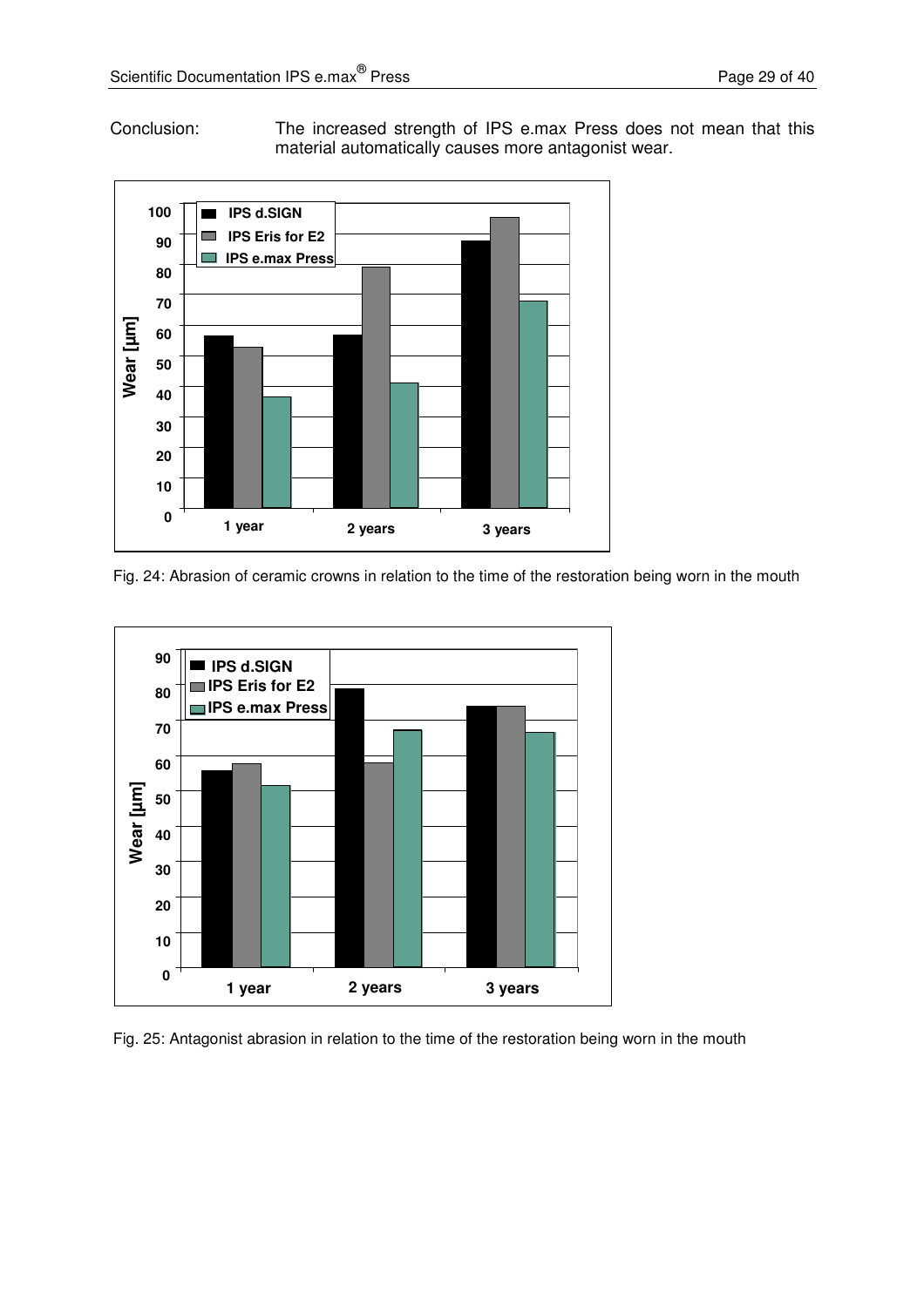Conclusion: The increased strength of IPS e.max Press does not mean that this material automatically causes more antagonist wear.

Fig. 24: Abrasion of ceramic crowns in relation to the time of the restoration being worn in the mouth

Fig. 25: Antagonist abrasion in relation to the time of the restoration being worn in the mouth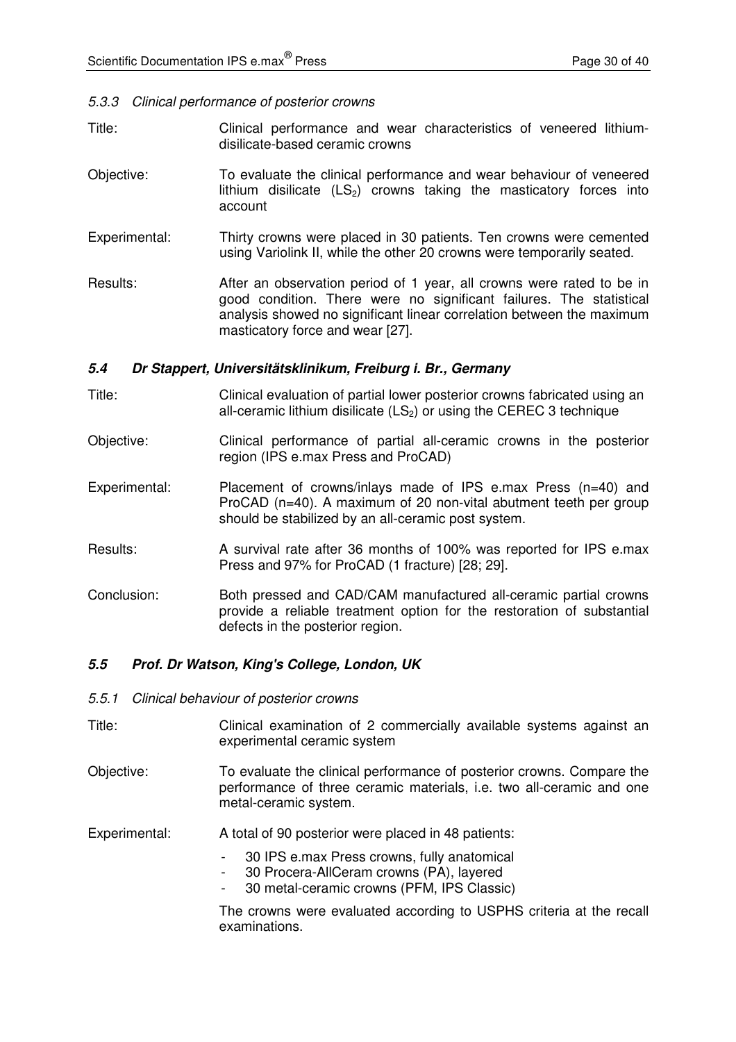#### *5.3.3 Clinical performance of posterior crowns*

Title: Clinical performance and wear characteristics of veneered lithium-disilicate-based ceramic crowns

Objective: To evaluate the clinical performance and wear behaviour of veneered lithium disilicate ($LS_2$) crowns taking the masticatory forces into account

Experimental: Thirty crowns were placed in 30 patients. Ten crowns were cemented using Variolink II, while the other 20 crowns were temporarily seated.

Results: After an observation period of 1 year, all crowns were rated to be in good condition. There were no significant failures. The statistical analysis showed no significant linear correlation between the maximum masticatory force and wear [27].

### ***5.4 Dr Stappert, Universitätsklinikum, Freiburg i. Br., Germany***

Title: Clinical evaluation of partial lower posterior crowns fabricated using an all-ceramic lithium disilicate ($LS_2$) or using the CEREC 3 technique

Objective: Clinical performance of partial all-ceramic crowns in the posterior region (IPS e.max Press and ProCAD)

Experimental: Placement of crowns/inlays made of IPS e.max Press (n=40) and ProCAD (n=40). A maximum of 20 non-vital abutment teeth per group should be stabilized by an all-ceramic post system.

Results: A survival rate after 36 months of 100% was reported for IPS e.max Press and 97% for ProCAD (1 fracture) [28; 29].

Conclusion: Both pressed and CAD/CAM manufactured all-ceramic partial crowns provide a reliable treatment option for the restoration of substantial defects in the posterior region.

### ***5.5 Prof. Dr Watson, King's College, London, UK***

#### *5.5.1 Clinical behaviour of posterior crowns*

Title: Clinical examination of 2 commercially available systems against an experimental ceramic system

Objective: To evaluate the clinical performance of posterior crowns. Compare the performance of three ceramic materials, i.e. two all-ceramic and one metal-ceramic system.

Experimental: A total of 90 posterior were placed in 48 patients:

- 30 IPS e.max Press crowns, fully anatomical
- 30 Procera-AllCeram crowns (PA), layered
- 30 metal-ceramic crowns (PFM, IPS Classic)

The crowns were evaluated according to USPHS criteria at the recall examinations.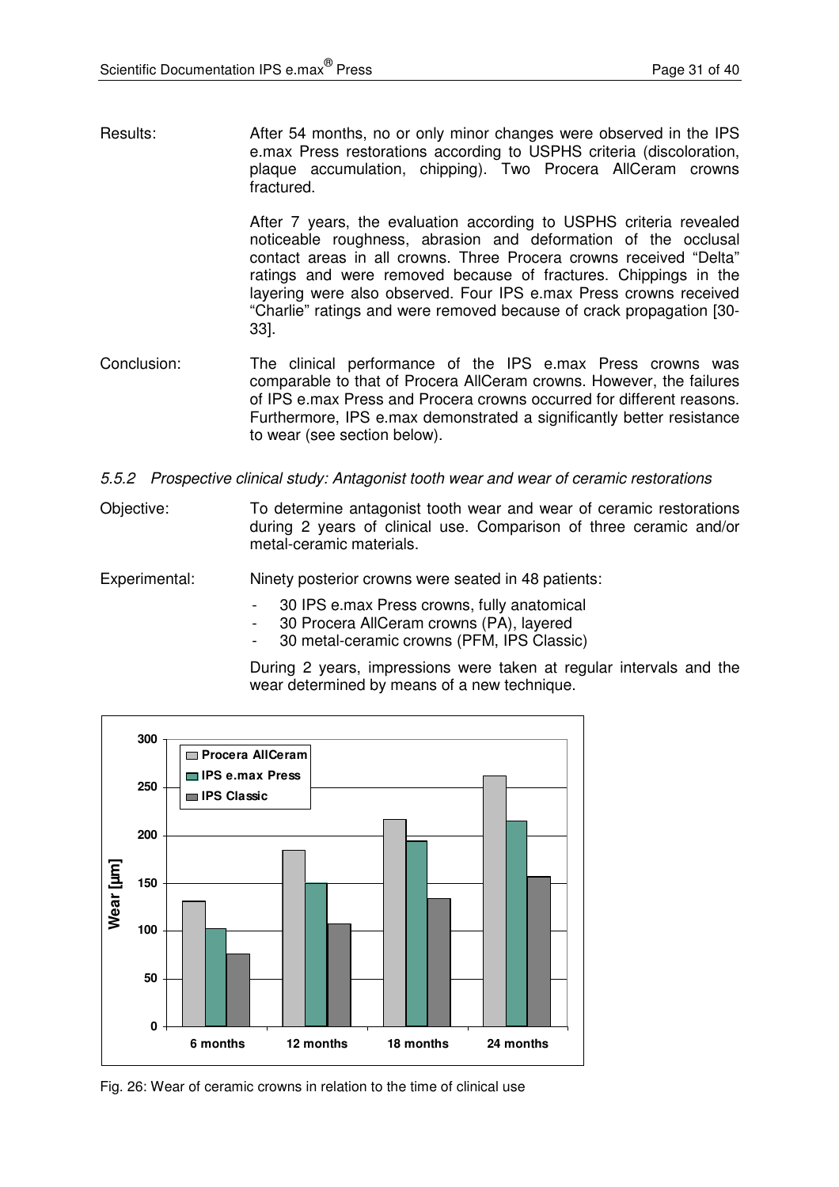Results: After 54 months, no or only minor changes were observed in the IPS e.max Press restorations according to USPHS criteria (discoloration, plaque accumulation, chipping). Two Procera AllCeram crowns fractured.

After 7 years, the evaluation according to USPHS criteria revealed noticeable roughness, abrasion and deformation of the occlusal contact areas in all crowns. Three Procera crowns received "Delta" ratings and were removed because of fractures. Chippings in the layering were also observed. Four IPS e.max Press crowns received "Charlie" ratings and were removed because of crack propagation [30-33].

Conclusion: The clinical performance of the IPS e.max Press crowns was comparable to that of Procera AllCeram crowns. However, the failures of IPS e.max Press and Procera crowns occurred for different reasons. Furthermore, IPS e.max demonstrated a significantly better resistance to wear (see section below).

*5.5.2 Prospective clinical study: Antagonist tooth wear and wear of ceramic restorations*

Objective: To determine antagonist tooth wear and wear of ceramic restorations during 2 years of clinical use. Comparison of three ceramic and/or metal-ceramic materials.

Experimental: Ninety posterior crowns were seated in 48 patients:

- 30 IPS e.max Press crowns, fully anatomical
- 30 Procera AllCeram crowns (PA), layered
- 30 metal-ceramic crowns (PFM, IPS Classic)

During 2 years, impressions were taken at regular intervals and the wear determined by means of a new technique.

Fig. 26: Wear of ceramic crowns in relation to the time of clinical use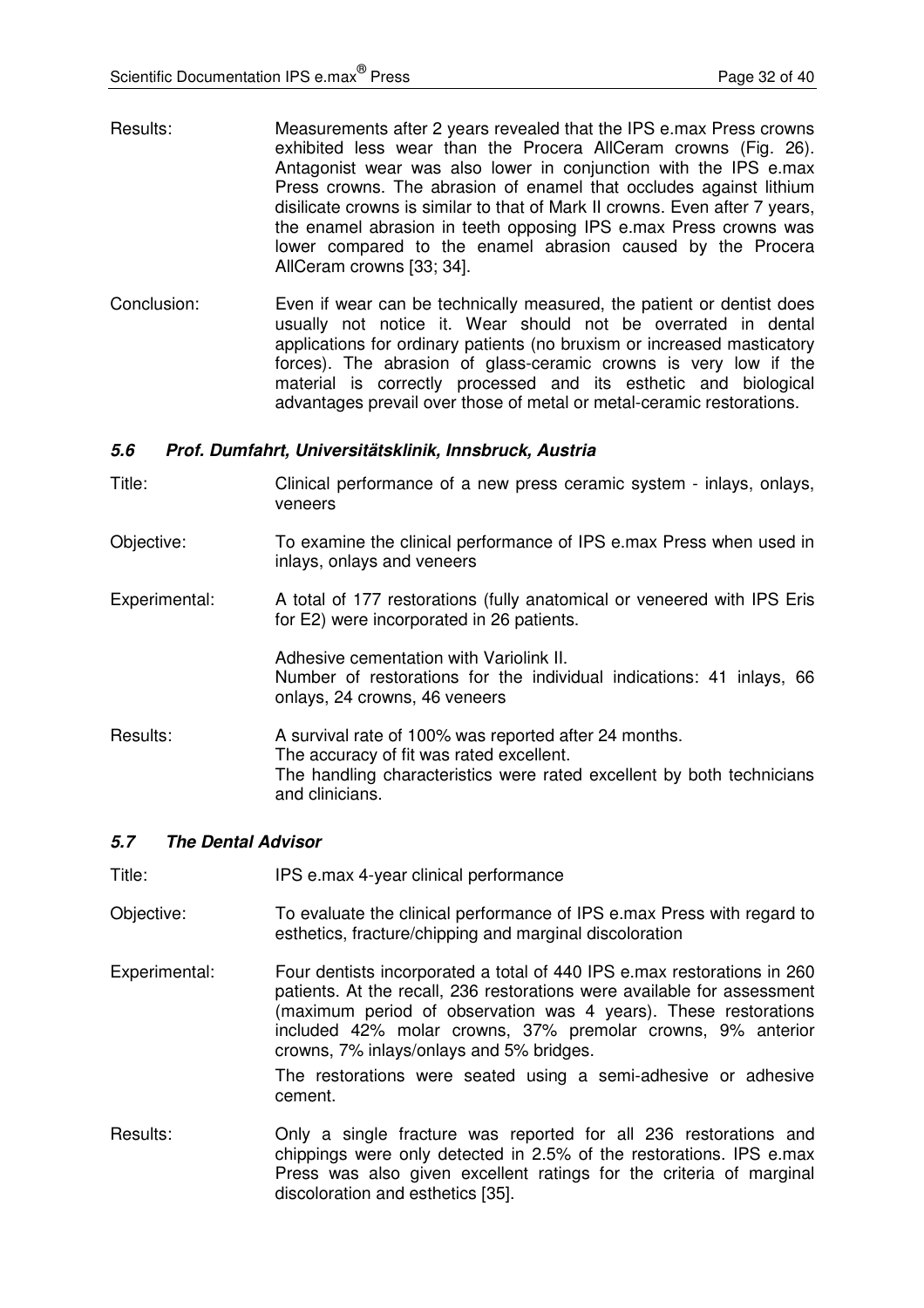Results: Measurements after 2 years revealed that the IPS e.max Press crowns exhibited less wear than the Procera AllCeram crowns (Fig. 26). Antagonist wear was also lower in conjunction with the IPS e.max Press crowns. The abrasion of enamel that occludes against lithium disilicate crowns is similar to that of Mark II crowns. Even after 7 years, the enamel abrasion in teeth opposing IPS e.max Press crowns was lower compared to the enamel abrasion caused by the Procera AllCeram crowns [33; 34].

Conclusion: Even if wear can be technically measured, the patient or dentist does usually not notice it. Wear should not be overrated in dental applications for ordinary patients (no bruxism or increased masticatory forces). The abrasion of glass-ceramic crowns is very low if the material is correctly processed and its esthetic and biological advantages prevail over those of metal or metal-ceramic restorations.

### *5.6 Prof. Dumfahrt, Universitätsklinik, Innsbruck, Austria*

Title: Clinical performance of a new press ceramic system - inlays, onlays, veneers

Objective: To examine the clinical performance of IPS e.max Press when used in inlays, onlays and veneers

Experimental: A total of 177 restorations (fully anatomical or veneered with IPS Eris for E2) were incorporated in 26 patients.

Adhesive cementation with Variolink II.
Number of restorations for the individual indications: 41 inlays, 66 onlays, 24 crowns, 46 veneers

Results: A survival rate of 100% was reported after 24 months.
The accuracy of fit was rated excellent.
The handling characteristics were rated excellent by both technicians and clinicians.

### *5.7 The Dental Advisor*

Title: IPS e.max 4-year clinical performance

Objective: To evaluate the clinical performance of IPS e.max Press with regard to esthetics, fracture/chipping and marginal discoloration

Experimental: Four dentists incorporated a total of 440 IPS e.max restorations in 260 patients. At the recall, 236 restorations were available for assessment (maximum period of observation was 4 years). These restorations included 42% molar crowns, 37% premolar crowns, 9% anterior crowns, 7% inlays/onlays and 5% bridges.

The restorations were seated using a semi-adhesive or adhesive cement.

Results: Only a single fracture was reported for all 236 restorations and chippings were only detected in 2.5% of the restorations. IPS e.max Press was also given excellent ratings for the criteria of marginal discoloration and esthetics [35].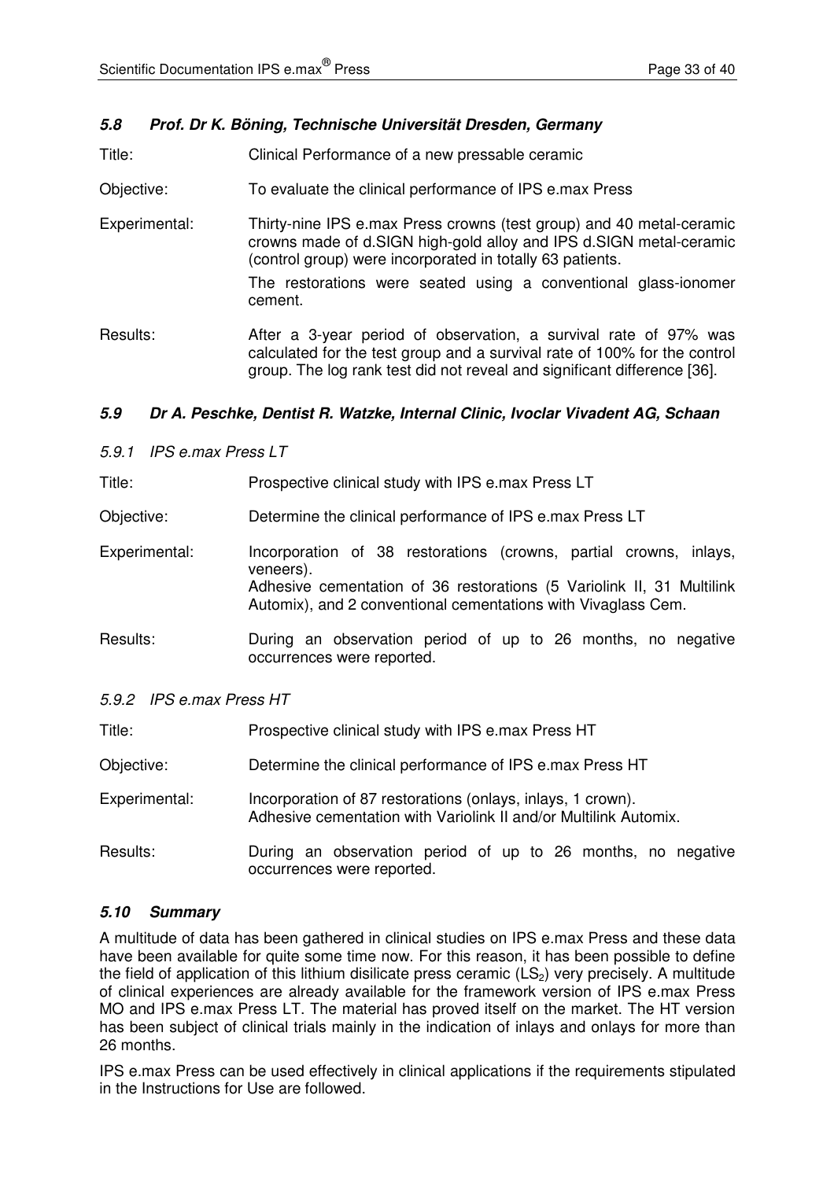### *5.8 Prof. Dr K. Böning, Technische Universität Dresden, Germany*

Title: Clinical Performance of a new pressable ceramic

Objective: To evaluate the clinical performance of IPS e.max Press

Experimental: Thirty-nine IPS e.max Press crowns (test group) and 40 metal-ceramic crowns made of d.SIGN high-gold alloy and IPS d.SIGN metal-ceramic (control group) were incorporated in totally 63 patients.

The restorations were seated using a conventional glass-ionomer cement.

Results: After a 3-year period of observation, a survival rate of 97% was calculated for the test group and a survival rate of 100% for the control group. The log rank test did not reveal and significant difference [36].

### *5.9 Dr A. Peschke, Dentist R. Watzke, Internal Clinic, Ivoclar Vivadent AG, Schaan*

#### *5.9.1 IPS e.max Press LT*

Title: Prospective clinical study with IPS e.max Press LT

Objective: Determine the clinical performance of IPS e.max Press LT

Experimental: Incorporation of 38 restorations (crowns, partial crowns, inlays, veneers).
Adhesive cementation of 36 restorations (5 Variolink II, 31 Multilink Automix), and 2 conventional cementations with Vivaglass Cem.

Results: During an observation period of up to 26 months, no negative occurrences were reported.

#### *5.9.2 IPS e.max Press HT*

Title: Prospective clinical study with IPS e.max Press HT

Objective: Determine the clinical performance of IPS e.max Press HT

Experimental: Incorporation of 87 restorations (onlays, inlays, 1 crown).
Adhesive cementation with Variolink II and/or Multilink Automix.

Results: During an observation period of up to 26 months, no negative occurrences were reported.

### *5.10 Summary*

A multitude of data has been gathered in clinical studies on IPS e.max Press and these data have been available for quite some time now. For this reason, it has been possible to define the field of application of this lithium disilicate press ceramic ($LS_2$) very precisely. A multitude of clinical experiences are already available for the framework version of IPS e.max Press MO and IPS e.max Press LT. The material has proved itself on the market. The HT version has been subject of clinical trials mainly in the indication of inlays and onlays for more than 26 months.

IPS e.max Press can be used effectively in clinical applications if the requirements stipulated in the Instructions for Use are followed.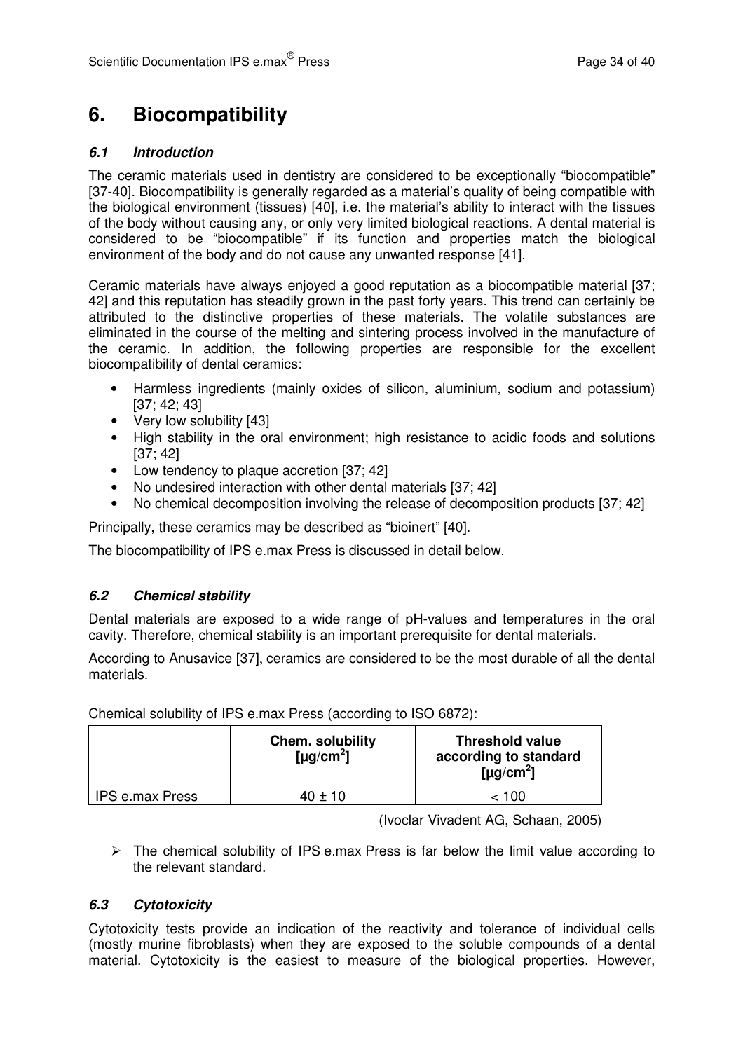# 6. Biocompatibility

### *6.1 Introduction*

The ceramic materials used in dentistry are considered to be exceptionally "biocompatible" [37-40]. Biocompatibility is generally regarded as a material's quality of being compatible with the biological environment (tissues) [40], i.e. the material's ability to interact with the tissues of the body without causing any, or only very limited biological reactions. A dental material is considered to be "biocompatible" if its function and properties match the biological environment of the body and do not cause any unwanted response [41].

Ceramic materials have always enjoyed a good reputation as a biocompatible material [37; 42] and this reputation has steadily grown in the past forty years. This trend can certainly be attributed to the distinctive properties of these materials. The volatile substances are eliminated in the course of the melting and sintering process involved in the manufacture of the ceramic. In addition, the following properties are responsible for the excellent biocompatibility of dental ceramics:

- Harmless ingredients (mainly oxides of silicon, aluminium, sodium and potassium) [37; 42; 43]
- Very low solubility [43]
- High stability in the oral environment; high resistance to acidic foods and solutions [37; 42]
- Low tendency to plaque accretion [37; 42]
- No undesired interaction with other dental materials [37; 42]
- No chemical decomposition involving the release of decomposition products [37; 42]

Principally, these ceramics may be described as "bioinert" [40].

The biocompatibility of IPS e.max Press is discussed in detail below.

### *6.2 Chemical stability*

Dental materials are exposed to a wide range of pH-values and temperatures in the oral cavity. Therefore, chemical stability is an important prerequisite for dental materials.

According to Anusavice [37], ceramics are considered to be the most durable of all the dental materials.

Chemical solubility of IPS e.max Press (according to ISO 6872):

| | **Chem. solubility [µg/cm$^2$]** | **Threshold value according to standard [µg/cm$^2$]** |
|---|---|---|
| IPS e.max Press | 40 ± 10 | < 100 |

(Ivoclar Vivadent AG, Schaan, 2005)

➢ The chemical solubility of IPS e.max Press is far below the limit value according to the relevant standard.

### *6.3 Cytotoxicity*

Cytotoxicity tests provide an indication of the reactivity and tolerance of individual cells (mostly murine fibroblasts) when they are exposed to the soluble compounds of a dental material. Cytotoxicity is the easiest to measure of the biological properties. However,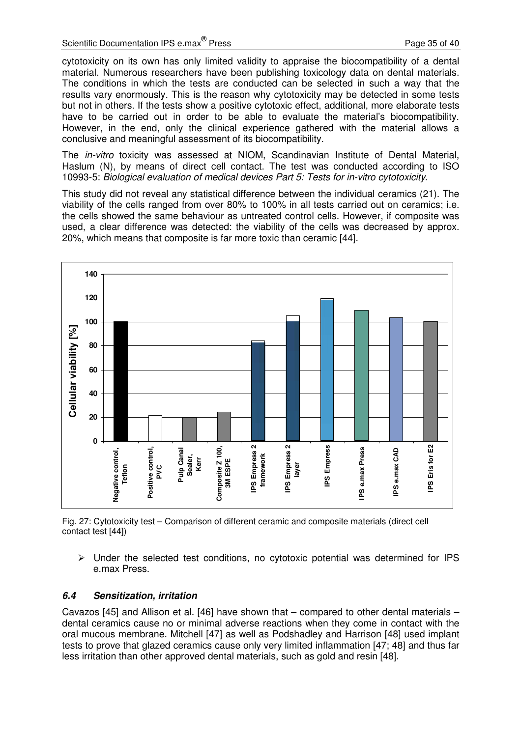cytotoxicity on its own has only limited validity to appraise the biocompatibility of a dental material. Numerous researchers have been publishing toxicology data on dental materials. The conditions in which the tests are conducted can be selected in such a way that the results vary enormously. This is the reason why cytotoxicity may be detected in some tests but not in others. If the tests show a positive cytotoxic effect, additional, more elaborate tests have to be carried out in order to be able to evaluate the material's biocompatibility. However, in the end, only the clinical experience gathered with the material allows a conclusive and meaningful assessment of its biocompatibility.

The *in-vitro* toxicity was assessed at NIOM, Scandinavian Institute of Dental Material, Haslum (N), by means of direct cell contact. The test was conducted according to ISO 10993-5: *Biological evaluation of medical devices Part 5: Tests for in-vitro cytotoxicity.*

This study did not reveal any statistical difference between the individual ceramics (21). The viability of the cells ranged from over 80% to 100% in all tests carried out on ceramics; i.e. the cells showed the same behaviour as untreated control cells. However, if composite was used, a clear difference was detected: the viability of the cells was decreased by approx. 20%, which means that composite is far more toxic than ceramic [44].

Fig. 27: Cytotoxicity test – Comparison of different ceramic and composite materials (direct cell contact test [44])

- Under the selected test conditions, no cytotoxic potential was determined for IPS e.max Press.

### *6.4 Sensitization, irritation*

Cavazos [45] and Allison et al. [46] have shown that – compared to other dental materials – dental ceramics cause no or minimal adverse reactions when they come in contact with the oral mucous membrane. Mitchell [47] as well as Podshadley and Harrison [48] used implant tests to prove that glazed ceramics cause only very limited inflammation [47; 48] and thus far less irritation than other approved dental materials, such as gold and resin [48].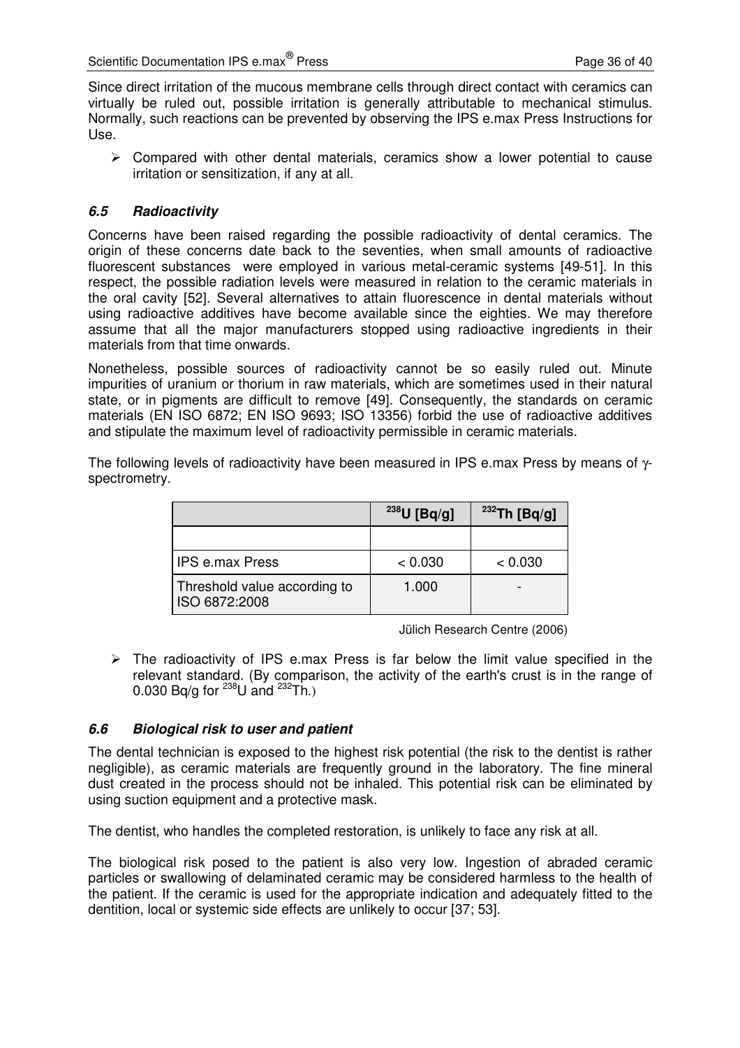Since direct irritation of the mucous membrane cells through direct contact with ceramics can virtually be ruled out, possible irritation is generally attributable to mechanical stimulus. Normally, such reactions can be prevented by observing the IPS e.max Press Instructions for Use.

- Compared with other dental materials, ceramics show a lower potential to cause irritation or sensitization, if any at all.

### *6.5 Radioactivity*

Concerns have been raised regarding the possible radioactivity of dental ceramics. The origin of these concerns date back to the seventies, when small amounts of radioactive fluorescent substances were employed in various metal-ceramic systems [49-51]. In this respect, the possible radiation levels were measured in relation to the ceramic materials in the oral cavity [52]. Several alternatives to attain fluorescence in dental materials without using radioactive additives have become available since the eighties. We may therefore assume that all the major manufacturers stopped using radioactive ingredients in their materials from that time onwards.

Nonetheless, possible sources of radioactivity cannot be so easily ruled out. Minute impurities of uranium or thorium in raw materials, which are sometimes used in their natural state, or in pigments are difficult to remove [49]. Consequently, the standards on ceramic materials (EN ISO 6872; EN ISO 9693; ISO 13356) forbid the use of radioactive additives and stipulate the maximum level of radioactivity permissible in ceramic materials.

The following levels of radioactivity have been measured in IPS e.max Press by means of $\gamma$-spectrometry.

| | $^{238}$U [Bq/g] | $^{232}$Th [Bq/g] |
|---|---|---|
| | | |
| IPS e.max Press | < 0.030 | < 0.030 |
| Threshold value according to ISO 6872:2008 | 1.000 | - |

Jülich Research Centre (2006)

- The radioactivity of IPS e.max Press is far below the limit value specified in the relevant standard. (By comparison, the activity of the earth's crust is in the range of 0.030 Bq/g for $^{238}$U and $^{232}$Th.)

### *6.6 Biological risk to user and patient*

The dental technician is exposed to the highest risk potential (the risk to the dentist is rather negligible), as ceramic materials are frequently ground in the laboratory. The fine mineral dust created in the process should not be inhaled. This potential risk can be eliminated by using suction equipment and a protective mask.

The dentist, who handles the completed restoration, is unlikely to face any risk at all.

The biological risk posed to the patient is also very low. Ingestion of abraded ceramic particles or swallowing of delaminated ceramic may be considered harmless to the health of the patient. If the ceramic is used for the appropriate indication and adequately fitted to the dentition, local or systemic side effects are unlikely to occur [37; 53].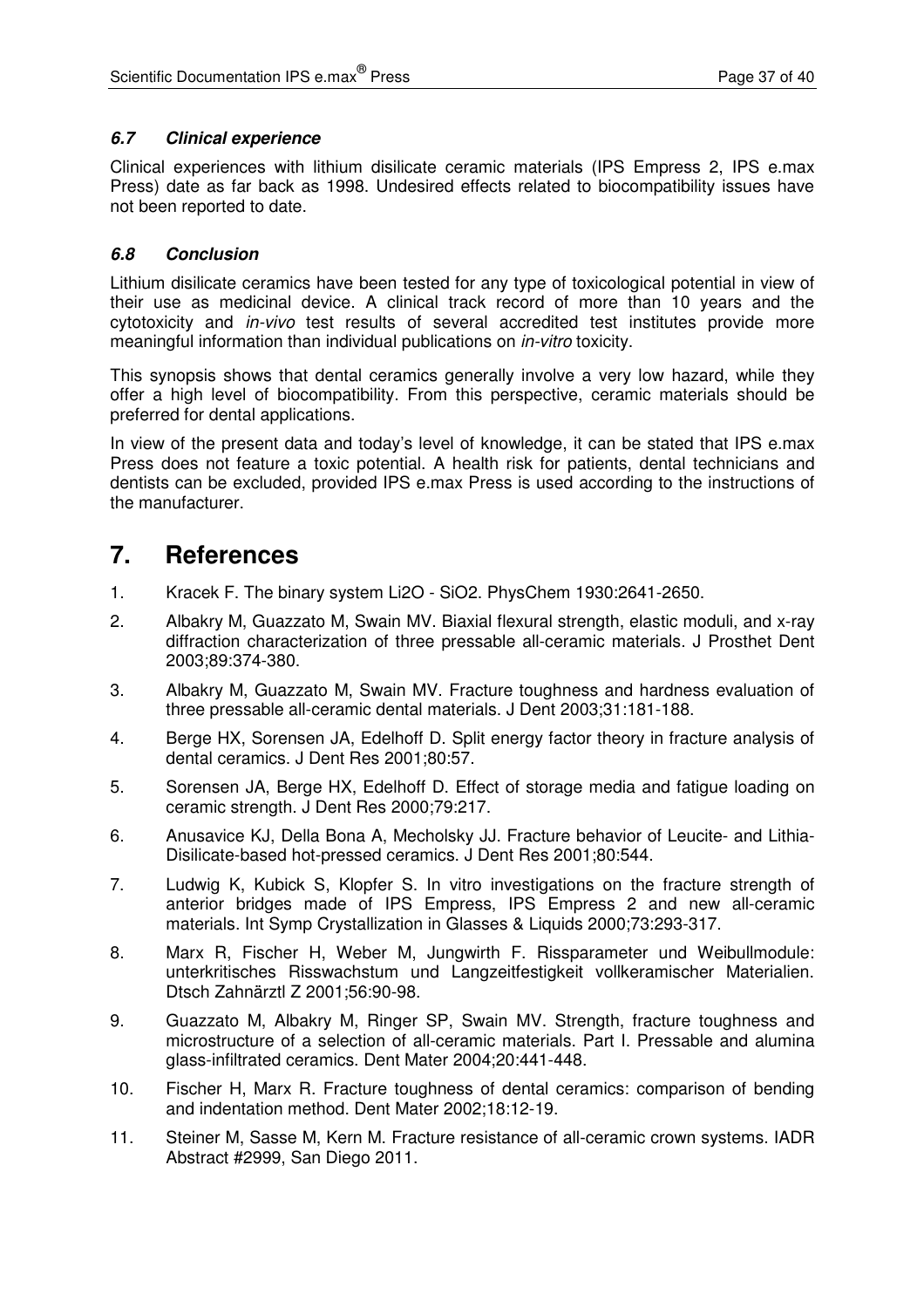### *6.7 Clinical experience*

Clinical experiences with lithium disilicate ceramic materials (IPS Empress 2, IPS e.max Press) date as far back as 1998. Undesired effects related to biocompatibility issues have not been reported to date.

### *6.8 Conclusion*

Lithium disilicate ceramics have been tested for any type of toxicological potential in view of their use as medicinal device. A clinical track record of more than 10 years and the cytotoxicity and *in-vivo* test results of several accredited test institutes provide more meaningful information than individual publications on *in-vitro* toxicity.

This synopsis shows that dental ceramics generally involve a very low hazard, while they offer a high level of biocompatibility. From this perspective, ceramic materials should be preferred for dental applications.

In view of the present data and today's level of knowledge, it can be stated that IPS e.max Press does not feature a toxic potential. A health risk for patients, dental technicians and dentists can be excluded, provided IPS e.max Press is used according to the instructions of the manufacturer.

# 7. References

1. Kracek F. The binary system $Li_2O$ - $SiO_2$. PhysChem 1930:2641-2650.
2. Albakry M, Guazzato M, Swain MV. Biaxial flexural strength, elastic moduli, and x-ray diffraction characterization of three pressable all-ceramic materials. J Prosthet Dent 2003;89:374-380.
3. Albakry M, Guazzato M, Swain MV. Fracture toughness and hardness evaluation of three pressable all-ceramic dental materials. J Dent 2003;31:181-188.
4. Berge HX, Sorensen JA, Edelhoff D. Split energy factor theory in fracture analysis of dental ceramics. J Dent Res 2001;80:57.
5. Sorensen JA, Berge HX, Edelhoff D. Effect of storage media and fatigue loading on ceramic strength. J Dent Res 2000;79:217.
6. Anusavice KJ, Della Bona A, Mecholsky JJ. Fracture behavior of Leucite- and Lithia-Disilicate-based hot-pressed ceramics. J Dent Res 2001;80:544.
7. Ludwig K, Kubick S, Klopfer S. In vitro investigations on the fracture strength of anterior bridges made of IPS Empress, IPS Empress 2 and new all-ceramic materials. Int Symp Crystallization in Glasses & Liquids 2000;73:293-317.
8. Marx R, Fischer H, Weber M, Jungwirth F. Rissparameter und Weibullmodule: unterkritisches Risswachstum und Langzeitfestigkeit vollkeramischer Materialien. Dtsch Zahnärztl Z 2001;56:90-98.
9. Guazzato M, Albakry M, Ringer SP, Swain MV. Strength, fracture toughness and microstructure of a selection of all-ceramic materials. Part I. Pressable and alumina glass-infiltrated ceramics. Dent Mater 2004;20:441-448.
10. Fischer H, Marx R. Fracture toughness of dental ceramics: comparison of bending and indentation method. Dent Mater 2002;18:12-19.
11. Steiner M, Sasse M, Kern M. Fracture resistance of all-ceramic crown systems. IADR Abstract #2999, San Diego 2011.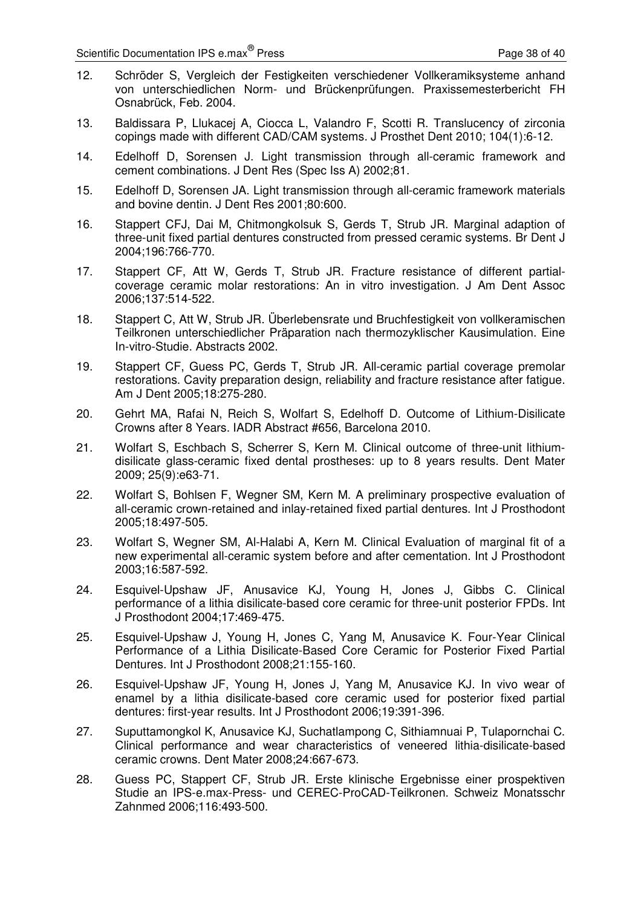12. Schröder S, Vergleich der Festigkeiten verschiedener Vollkeramiksysteme anhand von unterschiedlichen Norm- und Brückenprüfungen. Praxissemesterbericht FH Osnabrück, Feb. 2004.

13. Baldissara P, Llukacej A, Ciocca L, Valandro F, Scotti R. Translucency of zirconia copings made with different CAD/CAM systems. J Prosthet Dent 2010; 104(1):6-12.

14. Edelhoff D, Sorensen J. Light transmission through all-ceramic framework and cement combinations. J Dent Res (Spec Iss A) 2002;81.

15. Edelhoff D, Sorensen JA. Light transmission through all-ceramic framework materials and bovine dentin. J Dent Res 2001;80:600.

16. Stappert CFJ, Dai M, Chitmongkolsuk S, Gerds T, Strub JR. Marginal adaption of three-unit fixed partial dentures constructed from pressed ceramic systems. Br Dent J 2004;196:766-770.

17. Stappert CF, Att W, Gerds T, Strub JR. Fracture resistance of different partial-coverage ceramic molar restorations: An in vitro investigation. J Am Dent Assoc 2006;137:514-522.

18. Stappert C, Att W, Strub JR. Überlebensrate und Bruchfestigkeit von vollkeramischen Teilkronen unterschiedlicher Präparation nach thermozyklischer Kausimulation. Eine In-vitro-Studie. Abstracts 2002.

19. Stappert CF, Guess PC, Gerds T, Strub JR. All-ceramic partial coverage premolar restorations. Cavity preparation design, reliability and fracture resistance after fatigue. Am J Dent 2005;18:275-280.

20. Gehrt MA, Rafai N, Reich S, Wolfart S, Edelhoff D. Outcome of Lithium-Disilicate Crowns after 8 Years. IADR Abstract #656, Barcelona 2010.

21. Wolfart S, Eschbach S, Scherrer S, Kern M. Clinical outcome of three-unit lithium-disilicate glass-ceramic fixed dental prostheses: up to 8 years results. Dent Mater 2009; 25(9):e63-71.

22. Wolfart S, Bohlsen F, Wegner SM, Kern M. A preliminary prospective evaluation of all-ceramic crown-retained and inlay-retained fixed partial dentures. Int J Prosthodont 2005;18:497-505.

23. Wolfart S, Wegner SM, Al-Halabi A, Kern M. Clinical Evaluation of marginal fit of a new experimental all-ceramic system before and after cementation. Int J Prosthodont 2003;16:587-592.

24. Esquivel-Upshaw JF, Anusavice KJ, Young H, Jones J, Gibbs C. Clinical performance of a lithia disilicate-based core ceramic for three-unit posterior FPDs. Int J Prosthodont 2004;17:469-475.

25. Esquivel-Upshaw J, Young H, Jones C, Yang M, Anusavice K. Four-Year Clinical Performance of a Lithia Disilicate-Based Core Ceramic for Posterior Fixed Partial Dentures. Int J Prosthodont 2008;21:155-160.

26. Esquivel-Upshaw JF, Young H, Jones J, Yang M, Anusavice KJ. In vivo wear of enamel by a lithia disilicate-based core ceramic used for posterior fixed partial dentures: first-year results. Int J Prosthodont 2006;19:391-396.

27. Suputtamongkol K, Anusavice KJ, Suchatlampong C, Sithiamnuai P, Tulapornchai C. Clinical performance and wear characteristics of veneered lithia-disilicate-based ceramic crowns. Dent Mater 2008;24:667-673.

28. Guess PC, Stappert CF, Strub JR. Erste klinische Ergebnisse einer prospektiven Studie an IPS-e.max-Press- und CEREC-ProCAD-Teilkronen. Schweiz Monatsschr Zahnmed 2006;116:493-500.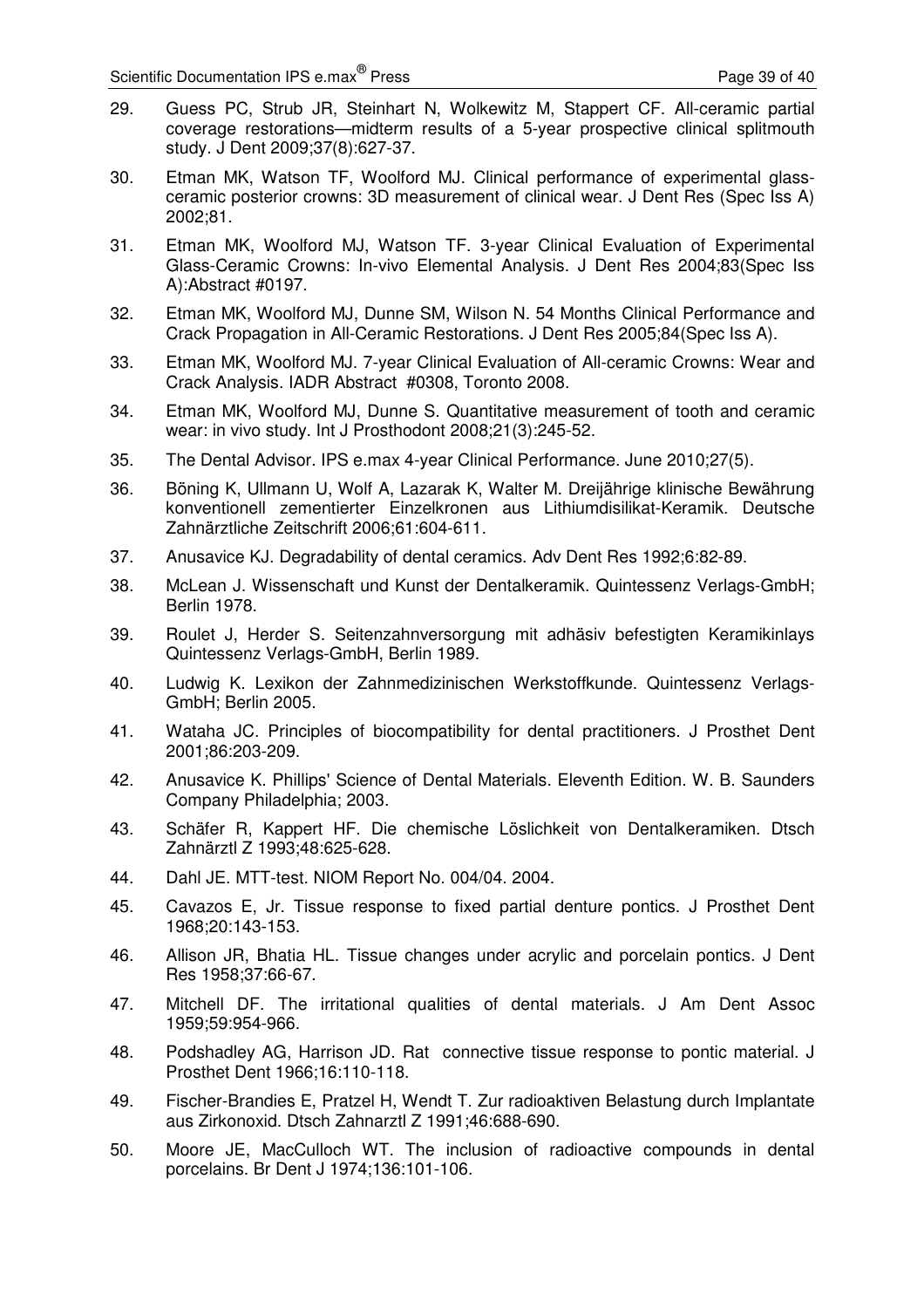29. Guess PC, Strub JR, Steinhart N, Wolkewitz M, Stappert CF. All-ceramic partial coverage restorations—midterm results of a 5-year prospective clinical splitmouth study. J Dent 2009;37(8):627-37.
30. Etman MK, Watson TF, Woolford MJ. Clinical performance of experimental glass-ceramic posterior crowns: 3D measurement of clinical wear. J Dent Res (Spec Iss A) 2002;81.
31. Etman MK, Woolford MJ, Watson TF. 3-year Clinical Evaluation of Experimental Glass-Ceramic Crowns: In-vivo Elemental Analysis. J Dent Res 2004;83(Spec Iss A):Abstract #0197.
32. Etman MK, Woolford MJ, Dunne SM, Wilson N. 54 Months Clinical Performance and Crack Propagation in All-Ceramic Restorations. J Dent Res 2005;84(Spec Iss A).
33. Etman MK, Woolford MJ. 7-year Clinical Evaluation of All-ceramic Crowns: Wear and Crack Analysis. IADR Abstract #0308, Toronto 2008.
34. Etman MK, Woolford MJ, Dunne S. Quantitative measurement of tooth and ceramic wear: in vivo study. Int J Prosthodont 2008;21(3):245-52.
35. The Dental Advisor. IPS e.max 4-year Clinical Performance. June 2010;27(5).
36. Böning K, Ullmann U, Wolf A, Lazarak K, Walter M. Dreijährige klinische Bewährung konventionell zementierter Einzelkronen aus Lithiumdisilikat-Keramik. Deutsche Zahnärztliche Zeitschrift 2006;61:604-611.
37. Anusavice KJ. Degradability of dental ceramics. Adv Dent Res 1992;6:82-89.
38. McLean J. Wissenschaft und Kunst der Dentalkeramik. Quintessenz Verlags-GmbH; Berlin 1978.
39. Roulet J, Herder S. Seitenzahnversorgung mit adhäsiv befestigten Keramikinlays Quintessenz Verlags-GmbH, Berlin 1989.
40. Ludwig K. Lexikon der Zahnmedizinischen Werkstoffkunde. Quintessenz Verlags-GmbH; Berlin 2005.
41. Wataha JC. Principles of biocompatibility for dental practitioners. J Prosthet Dent 2001;86:203-209.
42. Anusavice K. Phillips' Science of Dental Materials. Eleventh Edition. W. B. Saunders Company Philadelphia; 2003.
43. Schäfer R, Kappert HF. Die chemische Löslichkeit von Dentalkeramiken. Dtsch Zahnärztl Z 1993;48:625-628.
44. Dahl JE. MTT-test. NIOM Report No. 004/04. 2004.
45. Cavazos E, Jr. Tissue response to fixed partial denture pontics. J Prosthet Dent 1968;20:143-153.
46. Allison JR, Bhatia HL. Tissue changes under acrylic and porcelain pontics. J Dent Res 1958;37:66-67.
47. Mitchell DF. The irritational qualities of dental materials. J Am Dent Assoc 1959;59:954-966.
48. Podshadley AG, Harrison JD. Rat connective tissue response to pontic material. J Prosthet Dent 1966;16:110-118.
49. Fischer-Brandies E, Pratzel H, Wendt T. Zur radioaktiven Belastung durch Implantate aus Zirkonoxid. Dtsch Zahnarztl Z 1991;46:688-690.
50. Moore JE, MacCulloch WT. The inclusion of radioactive compounds in dental porcelains. Br Dent J 1974;136:101-106.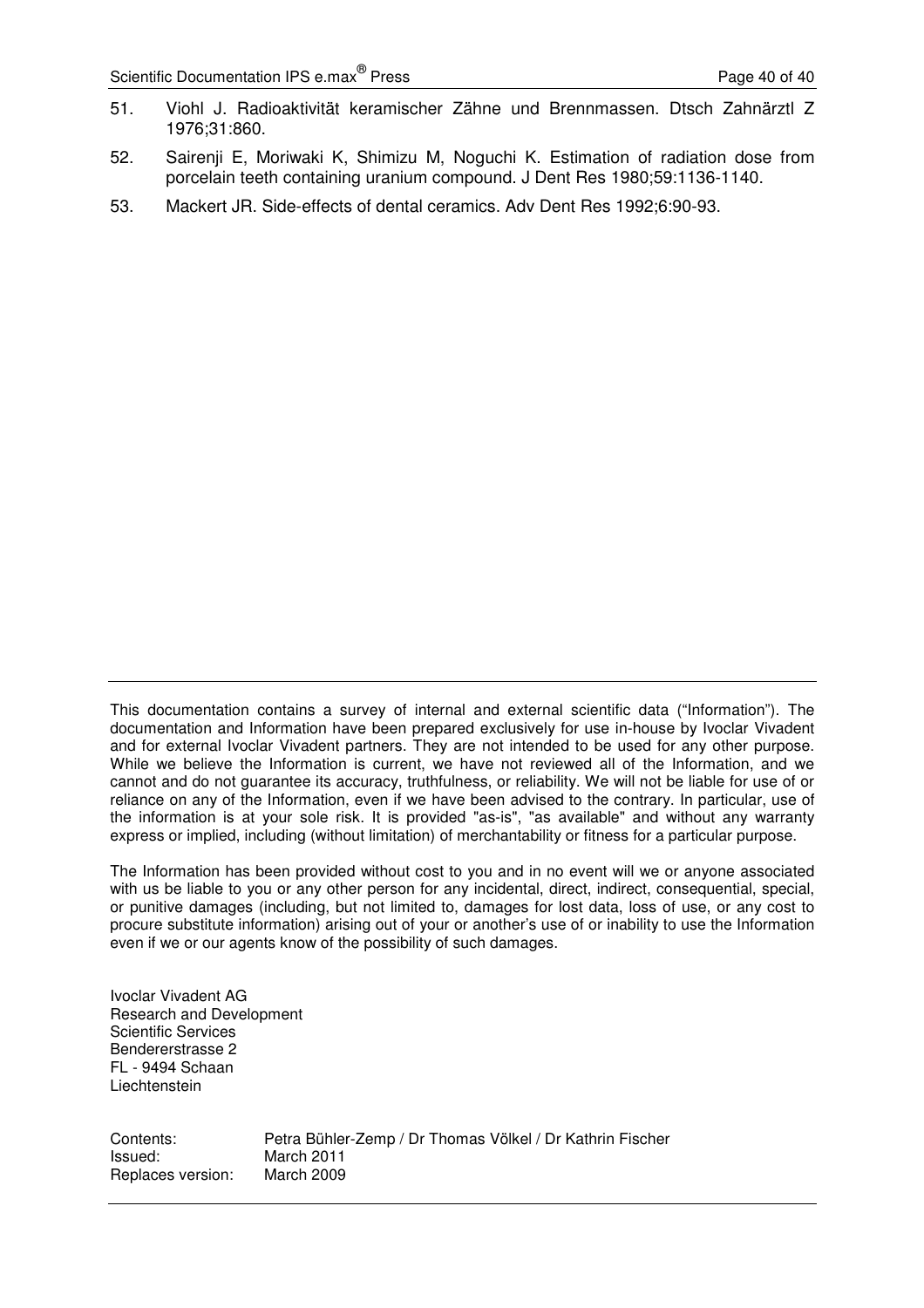51. Viohl J. Radioaktivität keramischer Zähne und Brennmassen. Dtsch Zahnärztl Z 1976;31:860.

52. Sairenji E, Moriwaki K, Shimizu M, Noguchi K. Estimation of radiation dose from porcelain teeth containing uranium compound. J Dent Res 1980;59:1136-1140.

53. Mackert JR. Side-effects of dental ceramics. Adv Dent Res 1992;6:90-93.

---

This documentation contains a survey of internal and external scientific data ("Information"). The documentation and Information have been prepared exclusively for use in-house by Ivoclar Vivadent and for external Ivoclar Vivadent partners. They are not intended to be used for any other purpose. While we believe the Information is current, we have not reviewed all of the Information, and we cannot and do not guarantee its accuracy, truthfulness, or reliability. We will not be liable for use of or reliance on any of the Information, even if we have been advised to the contrary. In particular, use of the information is at your sole risk. It is provided "as-is", "as available" and without any warranty express or implied, including (without limitation) of merchantability or fitness for a particular purpose.

The Information has been provided without cost to you and in no event will we or anyone associated with us be liable to you or any other person for any incidental, direct, indirect, consequential, special, or punitive damages (including, but not limited to, damages for lost data, loss of use, or any cost to procure substitute information) arising out of your or another's use of or inability to use the Information even if we or our agents know of the possibility of such damages.

Ivoclar Vivadent AG
Research and Development
Scientific Services
Bendererstrasse 2
FL - 9494 Schaan
Liechtenstein

| | |
|---|---|
| Contents: | Petra Bühler-Zemp / Dr Thomas Völkel / Dr Kathrin Fischer |
| Issued: | March 2011 |
| Replaces version: | March 2009 |